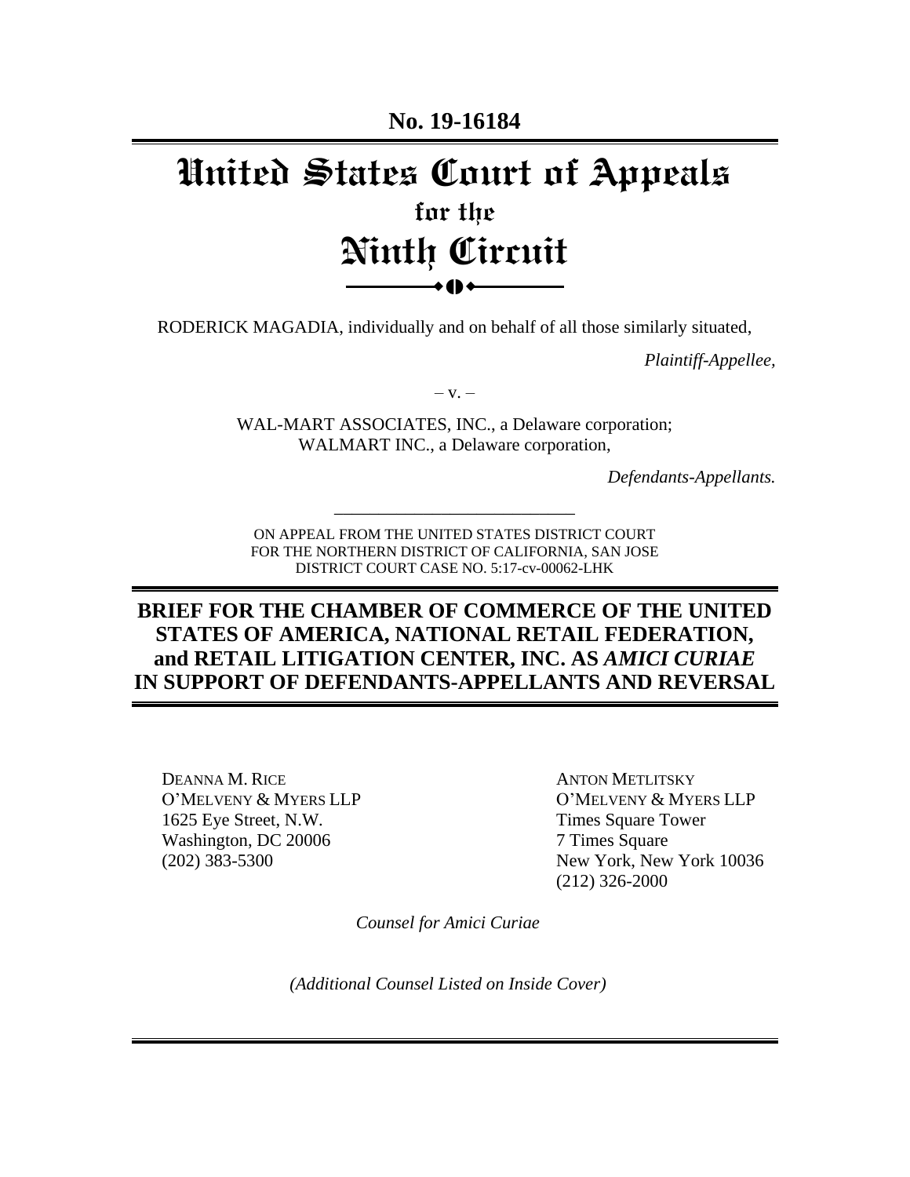**No. 19-16184**

# United States Court of Appeals
## for the
# Ninth Circuit

RODERICK MAGADIA, individually and on behalf of all those similarly situated,

*Plaintiff-Appellee,*

– v. –

WAL-MART ASSOCIATES, INC., a Delaware corporation;
WALMART INC., a Delaware corporation,

*Defendants-Appellants.*

---

ON APPEAL FROM THE UNITED STATES DISTRICT COURT
FOR THE NORTHERN DISTRICT OF CALIFORNIA, SAN JOSE
DISTRICT COURT CASE NO. 5:17-cv-00062-LHK

## BRIEF FOR THE CHAMBER OF COMMERCE OF THE UNITED STATES OF AMERICA, NATIONAL RETAIL FEDERATION, and RETAIL LITIGATION CENTER, INC. AS *AMICI CURIAE* IN SUPPORT OF DEFENDANTS-APPELLANTS AND REVERSAL

DEANNA M. RICE
O'MELVENY & MYERS LLP
1625 Eye Street, N.W.
Washington, DC 20006
(202) 383-5300

ANTON METLITSKY
O'MELVENY & MYERS LLP
Times Square Tower
7 Times Square
New York, New York 10036
(212) 326-2000

*Counsel for Amici Curiae*

*(Additional Counsel Listed on Inside Cover)*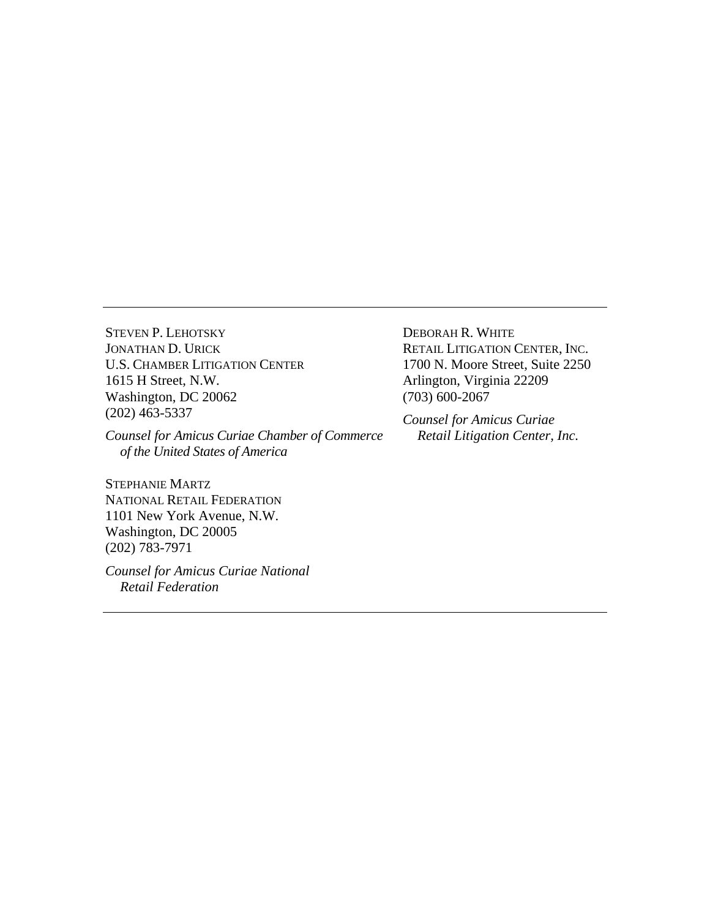---

STEVEN P. LEHOTSKY
JONATHAN D. URICK
U.S. CHAMBER LITIGATION CENTER
1615 H Street, N.W.
Washington, DC 20062
(202) 463-5337

*Counsel for Amicus Curiae Chamber of Commerce of the United States of America*

STEPHANIE MARTZ
NATIONAL RETAIL FEDERATION
1101 New York Avenue, N.W.
Washington, DC 20005
(202) 783-7971

*Counsel for Amicus Curiae National Retail Federation*

DEBORAH R. WHITE
RETAIL LITIGATION CENTER, INC.
1700 N. Moore Street, Suite 2250
Arlington, Virginia 22209
(703) 600-2067

*Counsel for Amicus Curiae Retail Litigation Center, Inc.*

---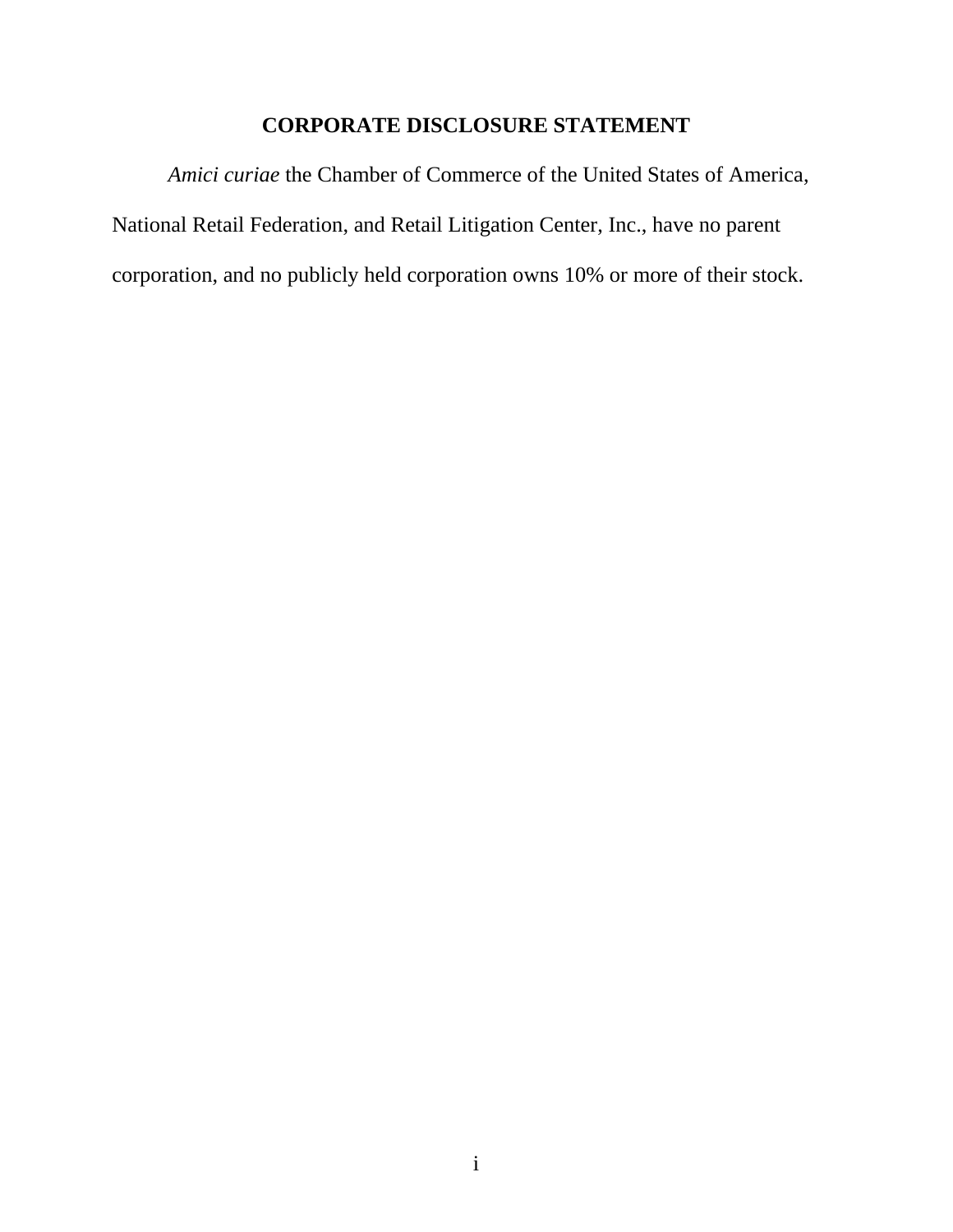## CORPORATE DISCLOSURE STATEMENT

*Amici curiae* the Chamber of Commerce of the United States of America, National Retail Federation, and Retail Litigation Center, Inc., have no parent corporation, and no publicly held corporation owns 10% or more of their stock.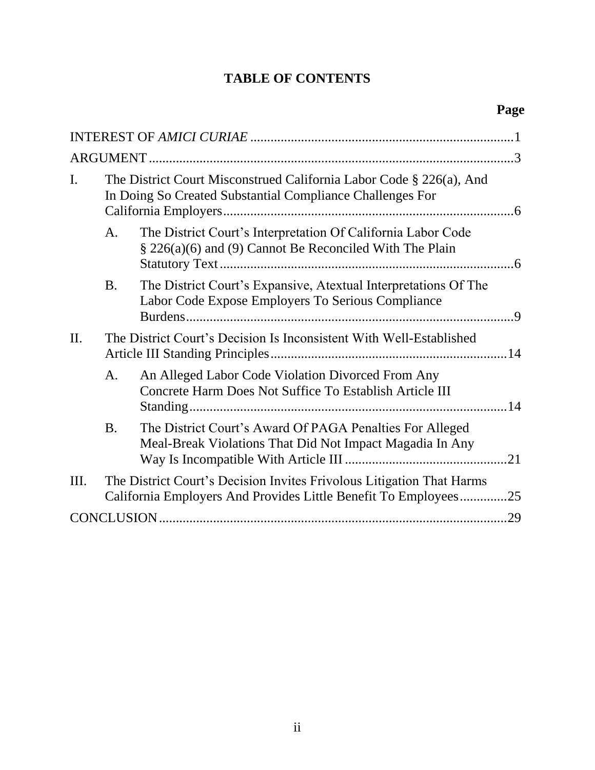# TABLE OF CONTENTS

**Page**

INTEREST OF *AMICI CURIAE* .......... 1

ARGUMENT .......... 3

I. The District Court Misconstrued California Labor Code § 226(a), And In Doing So Created Substantial Compliance Challenges For California Employers .......... 6

  A. The District Court's Interpretation Of California Labor Code § 226(a)(6) and (9) Cannot Be Reconciled With The Plain Statutory Text .......... 6

  B. The District Court's Expansive, Atextual Interpretations Of The Labor Code Expose Employers To Serious Compliance Burdens .......... 9

II. The District Court's Decision Is Inconsistent With Well-Established Article III Standing Principles .......... 14

  A. An Alleged Labor Code Violation Divorced From Any Concrete Harm Does Not Suffice To Establish Article III Standing .......... 14

  B. The District Court's Award Of PAGA Penalties For Alleged Meal-Break Violations That Did Not Impact Magadia In Any Way Is Incompatible With Article III .......... 21

III. The District Court's Decision Invites Frivolous Litigation That Harms California Employers And Provides Little Benefit To Employees .......... 25

CONCLUSION .......... 29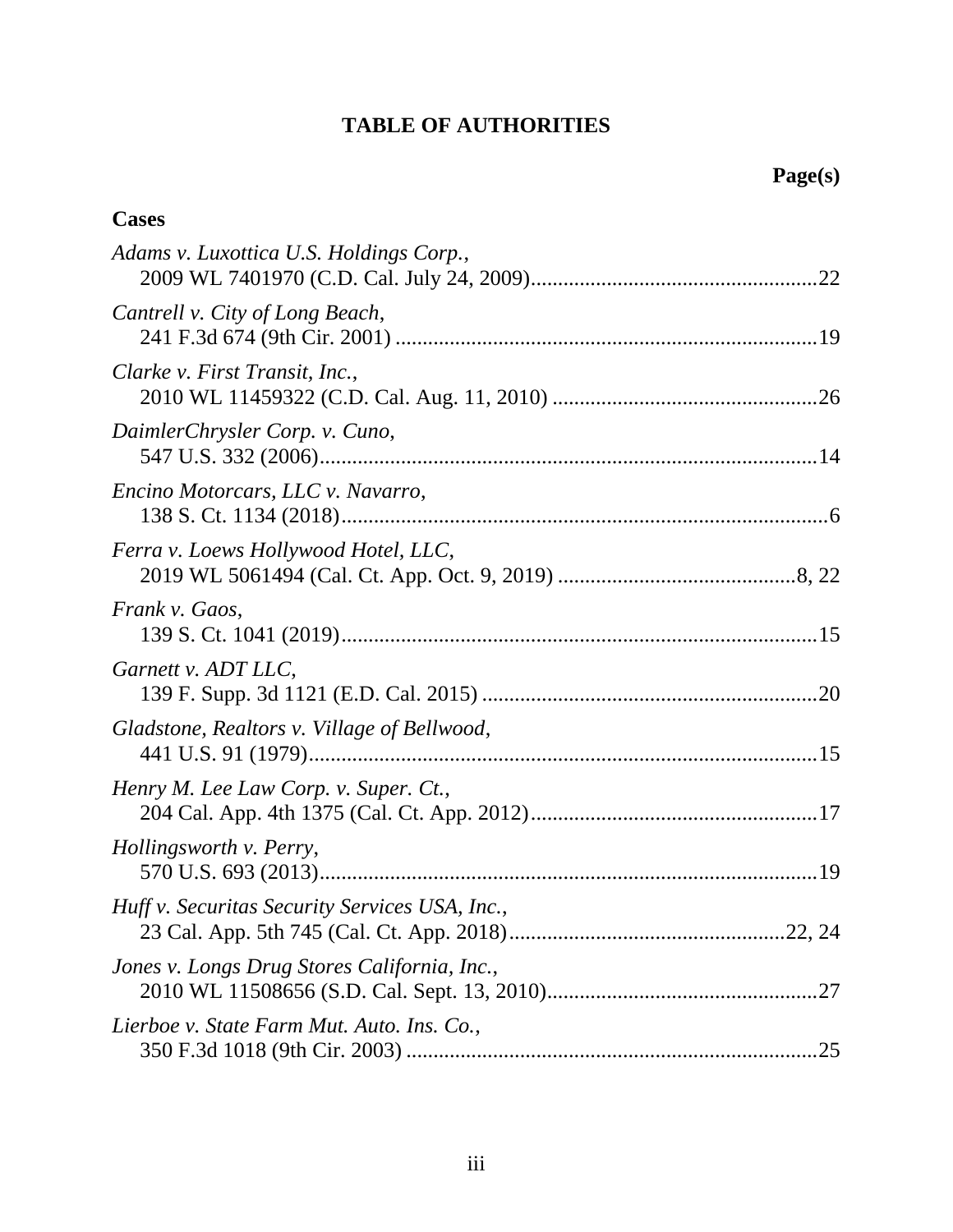# TABLE OF AUTHORITIES

**Page(s)**

**Cases**

*Adams v. Luxottica U.S. Holdings Corp.*,
2009 WL 7401970 (C.D. Cal. July 24, 2009)....................................................22

*Cantrell v. City of Long Beach*,
241 F.3d 674 (9th Cir. 2001) ............................................................................19

*Clarke v. First Transit, Inc.*,
2010 WL 11459322 (C.D. Cal. Aug. 11, 2010) ................................................26

*DaimlerChrysler Corp. v. Cuno*,
547 U.S. 332 (2006)..........................................................................................14

*Encino Motorcars, LLC v. Navarro*,
138 S. Ct. 1134 (2018)........................................................................................6

*Ferra v. Loews Hollywood Hotel, LLC*,
2019 WL 5061494 (Cal. Ct. App. Oct. 9, 2019) ...........................................8, 22

*Frank v. Gaos*,
139 S. Ct. 1041 (2019)......................................................................................15

*Garnett v. ADT LLC*,
139 F. Supp. 3d 1121 (E.D. Cal. 2015) .............................................................20

*Gladstone, Realtors v. Village of Bellwood*,
441 U.S. 91 (1979).............................................................................................15

*Henry M. Lee Law Corp. v. Super. Ct.*,
204 Cal. App. 4th 1375 (Cal. Ct. App. 2012)....................................................17

*Hollingsworth v. Perry*,
570 U.S. 693 (2013)..........................................................................................19

*Huff v. Securitas Security Services USA, Inc.*,
23 Cal. App. 5th 745 (Cal. Ct. App. 2018)..................................................22, 24

*Jones v. Longs Drug Stores California, Inc.*,
2010 WL 11508656 (S.D. Cal. Sept. 13, 2010).................................................27

*Lierboe v. State Farm Mut. Auto. Ins. Co.*,
350 F.3d 1018 (9th Cir. 2003) ...........................................................................25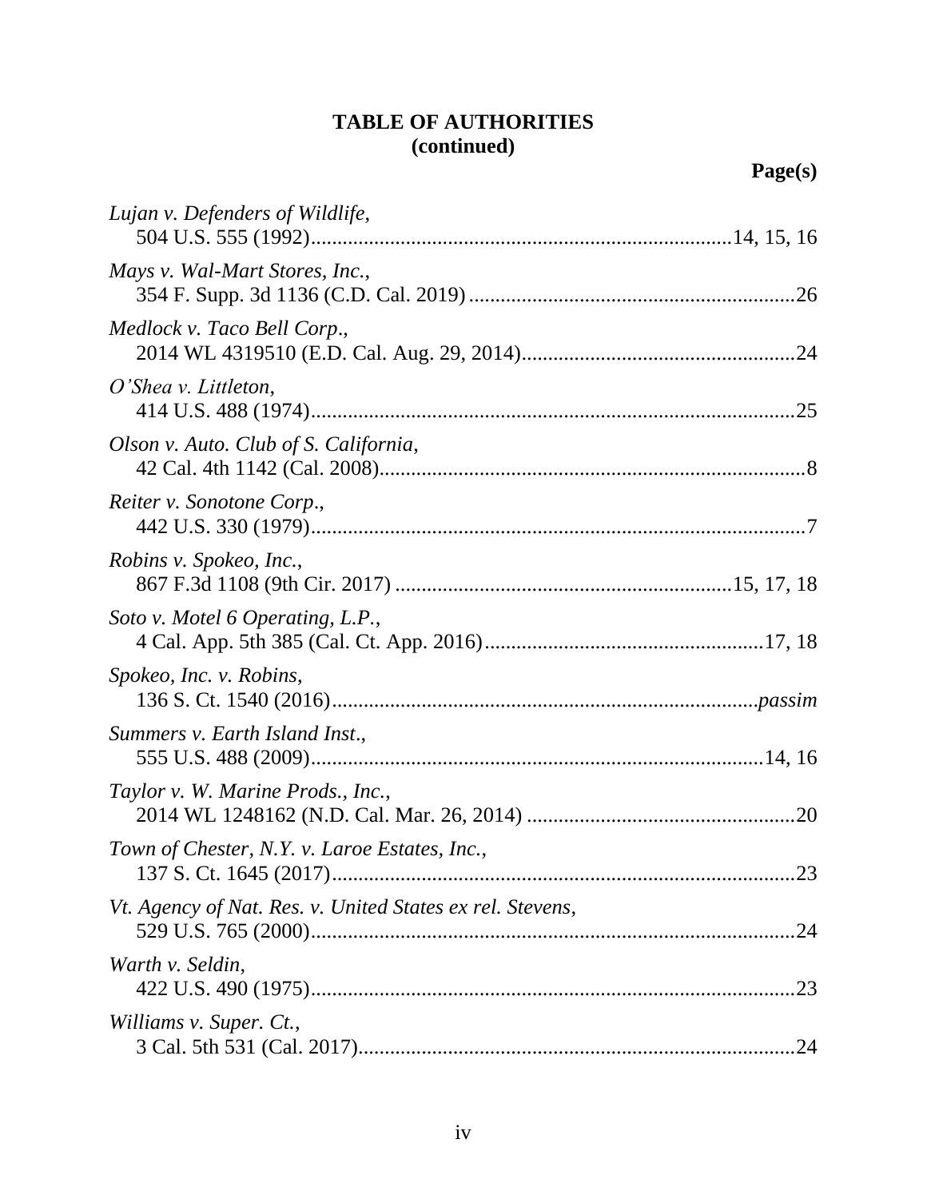## TABLE OF AUTHORITIES
## (continued)

**Page(s)**

*Lujan v. Defenders of Wildlife*,
504 U.S. 555 (1992)....................................................................................14, 15, 16

*Mays v. Wal-Mart Stores, Inc.*,
354 F. Supp. 3d 1136 (C.D. Cal. 2019) ..............................................................26

*Medlock v. Taco Bell Corp*.,
2014 WL 4319510 (E.D. Cal. Aug. 29, 2014)....................................................24

*O'Shea v. Littleton*,
414 U.S. 488 (1974)............................................................................................25

*Olson v. Auto. Club of S. California*,
42 Cal. 4th 1142 (Cal. 2008).................................................................................8

*Reiter v. Sonotone Corp*.,
442 U.S. 330 (1979)..............................................................................................7

*Robins v. Spokeo, Inc.*,
867 F.3d 1108 (9th Cir. 2017) ................................................................15, 17, 18

*Soto v. Motel 6 Operating, L.P.*,
4 Cal. App. 5th 385 (Cal. Ct. App. 2016).....................................................17, 18

*Spokeo, Inc. v. Robins*,
136 S. Ct. 1540 (2016)...................................................................................*passim*

*Summers v. Earth Island Inst*.,
555 U.S. 488 (2009).......................................................................................14, 16

*Taylor v. W. Marine Prods., Inc.*,
2014 WL 1248162 (N.D. Cal. Mar. 26, 2014) ....................................................20

*Town of Chester, N.Y. v. Laroe Estates, Inc.*,
137 S. Ct. 1645 (2017).........................................................................................23

*Vt. Agency of Nat. Res. v. United States ex rel. Stevens*,
529 U.S. 765 (2000).............................................................................................24

*Warth v. Seldin*,
422 U.S. 490 (1975).............................................................................................23

*Williams v. Super. Ct.*,
3 Cal. 5th 531 (Cal. 2017)....................................................................................24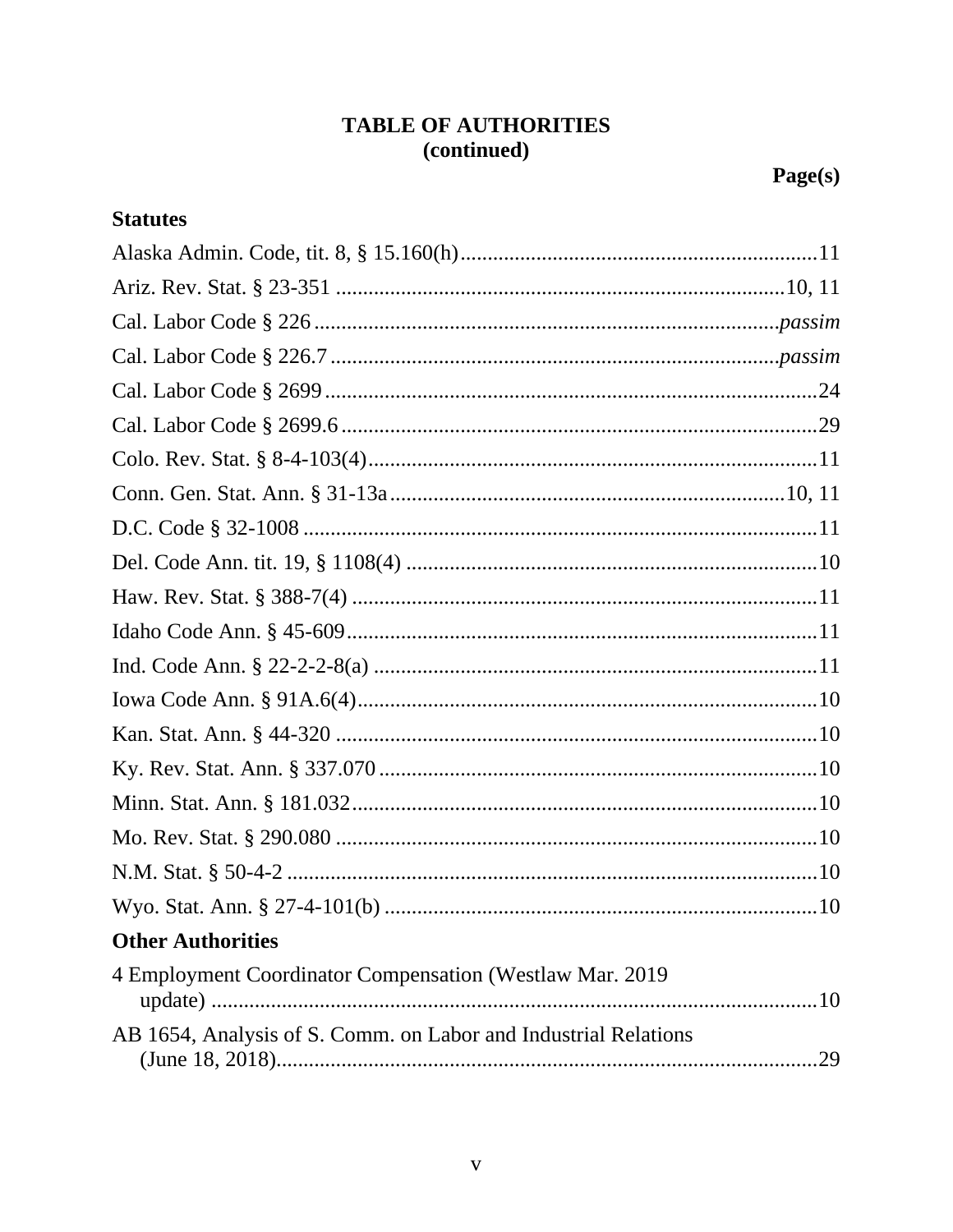**TABLE OF AUTHORITIES**
**(continued)**

**Page(s)**

**Statutes**

Alaska Admin. Code, tit. 8, § 15.160(h) ........................................................ 11

Ariz. Rev. Stat. § 23-351 ........................................................ 10, 11

Cal. Labor Code § 226 ........................................................ *passim*

Cal. Labor Code § 226.7 ........................................................ *passim*

Cal. Labor Code § 2699 ........................................................ 24

Cal. Labor Code § 2699.6 ........................................................ 29

Colo. Rev. Stat. § 8-4-103(4) ........................................................ 11

Conn. Gen. Stat. Ann. § 31-13a ........................................................ 10, 11

D.C. Code § 32-1008 ........................................................ 11

Del. Code Ann. tit. 19, § 1108(4) ........................................................ 10

Haw. Rev. Stat. § 388-7(4) ........................................................ 11

Idaho Code Ann. § 45-609 ........................................................ 11

Ind. Code Ann. § 22-2-2-8(a) ........................................................ 11

Iowa Code Ann. § 91A.6(4) ........................................................ 10

Kan. Stat. Ann. § 44-320 ........................................................ 10

Ky. Rev. Stat. Ann. § 337.070 ........................................................ 10

Minn. Stat. Ann. § 181.032 ........................................................ 10

Mo. Rev. Stat. § 290.080 ........................................................ 10

N.M. Stat. § 50-4-2 ........................................................ 10

Wyo. Stat. Ann. § 27-4-101(b) ........................................................ 10

**Other Authorities**

4 Employment Coordinator Compensation (Westlaw Mar. 2019 update) ........................................................ 10

AB 1654, Analysis of S. Comm. on Labor and Industrial Relations (June 18, 2018) ........................................................ 29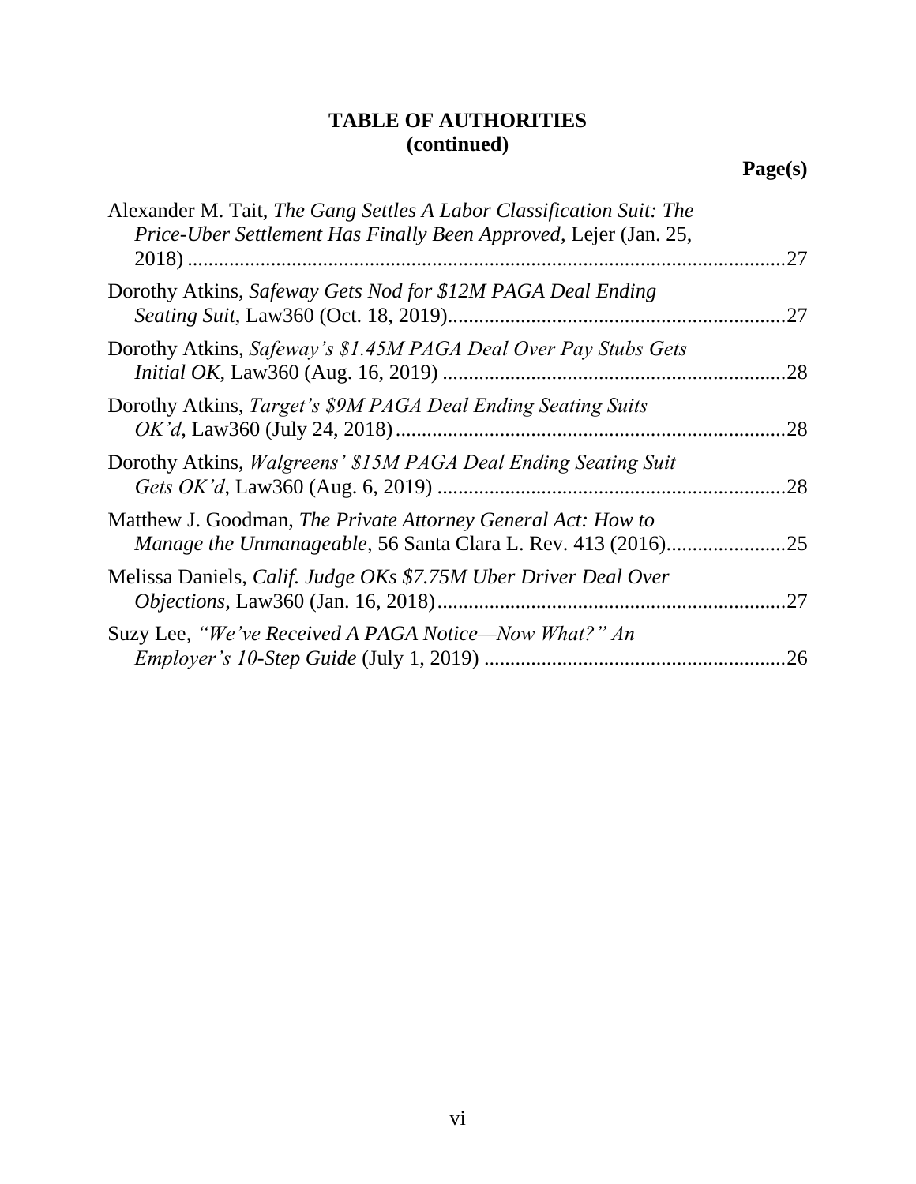# TABLE OF AUTHORITIES
## (continued)

**Page(s)**

Alexander M. Tait, *The Gang Settles A Labor Classification Suit: The Price-Uber Settlement Has Finally Been Approved*, Lejer (Jan. 25, 2018) ....................................................................................................27

Dorothy Atkins, *Safeway Gets Nod for $12M PAGA Deal Ending Seating Suit*, Law360 (Oct. 18, 2019)................................................................27

Dorothy Atkins, *Safeway's $1.45M PAGA Deal Over Pay Stubs Gets Initial OK*, Law360 (Aug. 16, 2019) .................................................................28

Dorothy Atkins, *Target's $9M PAGA Deal Ending Seating Suits OK'd*, Law360 (July 24, 2018)..........................................................................28

Dorothy Atkins, *Walgreens' $15M PAGA Deal Ending Seating Suit Gets OK'd*, Law360 (Aug. 6, 2019) ..................................................................28

Matthew J. Goodman, *The Private Attorney General Act: How to Manage the Unmanageable*, 56 Santa Clara L. Rev. 413 (2016).......................25

Melissa Daniels, *Calif. Judge OKs $7.75M Uber Driver Deal Over Objections*, Law360 (Jan. 16, 2018)...................................................................27

Suzy Lee, *"We've Received A PAGA Notice—Now What?" An Employer's 10-Step Guide* (July 1, 2019) ..........................................................26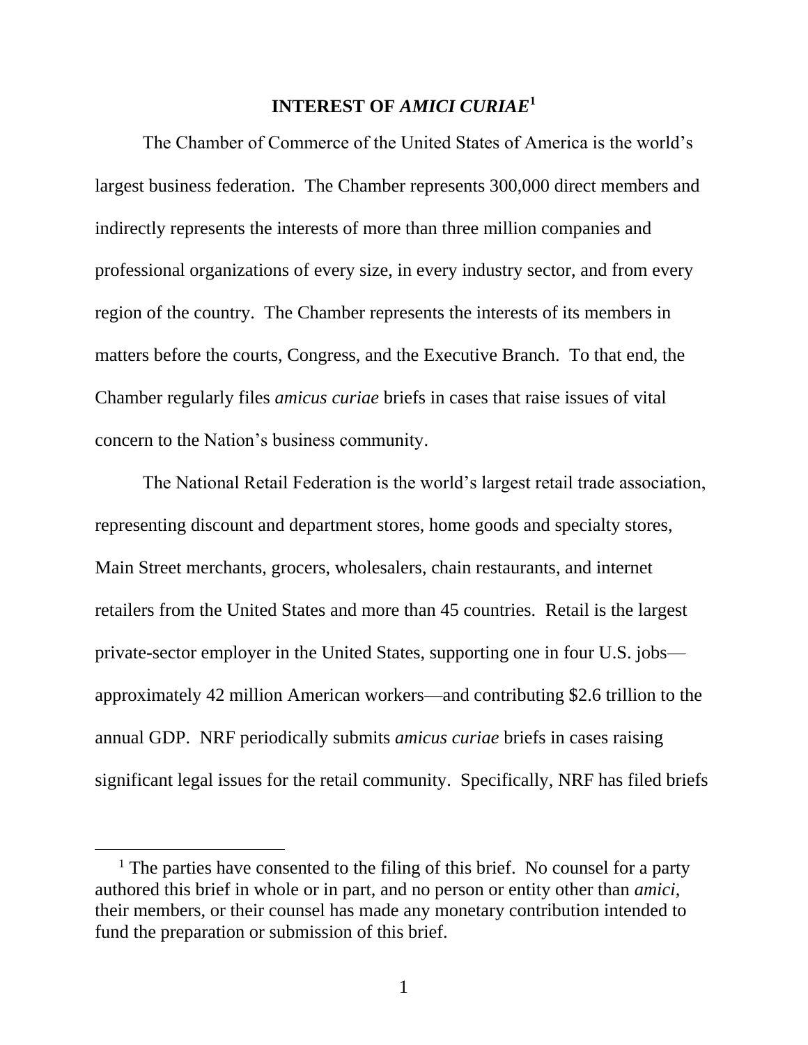## INTEREST OF *AMICI CURIAE*[1]

The Chamber of Commerce of the United States of America is the world's largest business federation. The Chamber represents 300,000 direct members and indirectly represents the interests of more than three million companies and professional organizations of every size, in every industry sector, and from every region of the country. The Chamber represents the interests of its members in matters before the courts, Congress, and the Executive Branch. To that end, the Chamber regularly files *amicus curiae* briefs in cases that raise issues of vital concern to the Nation's business community.

The National Retail Federation is the world's largest retail trade association, representing discount and department stores, home goods and specialty stores, Main Street merchants, grocers, wholesalers, chain restaurants, and internet retailers from the United States and more than 45 countries. Retail is the largest private-sector employer in the United States, supporting one in four U.S. jobs—approximately 42 million American workers—and contributing $2.6 trillion to the annual GDP. NRF periodically submits *amicus curiae* briefs in cases raising significant legal issues for the retail community. Specifically, NRF has filed briefs

[1] The parties have consented to the filing of this brief. No counsel for a party authored this brief in whole or in part, and no person or entity other than *amici*, their members, or their counsel has made any monetary contribution intended to fund the preparation or submission of this brief.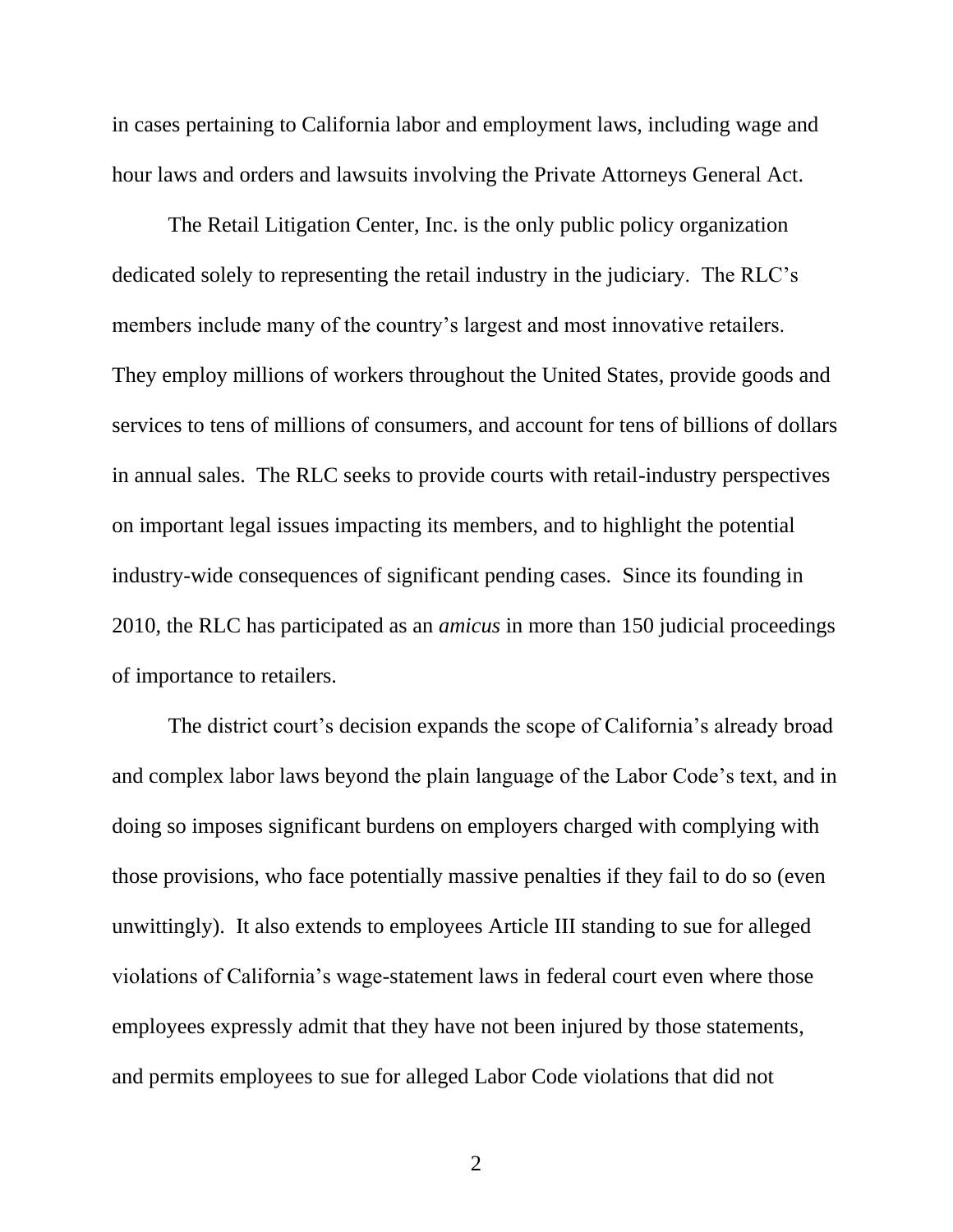in cases pertaining to California labor and employment laws, including wage and hour laws and orders and lawsuits involving the Private Attorneys General Act.

The Retail Litigation Center, Inc. is the only public policy organization dedicated solely to representing the retail industry in the judiciary. The RLC's members include many of the country's largest and most innovative retailers. They employ millions of workers throughout the United States, provide goods and services to tens of millions of consumers, and account for tens of billions of dollars in annual sales. The RLC seeks to provide courts with retail-industry perspectives on important legal issues impacting its members, and to highlight the potential industry-wide consequences of significant pending cases. Since its founding in 2010, the RLC has participated as an *amicus* in more than 150 judicial proceedings of importance to retailers.

The district court's decision expands the scope of California's already broad and complex labor laws beyond the plain language of the Labor Code's text, and in doing so imposes significant burdens on employers charged with complying with those provisions, who face potentially massive penalties if they fail to do so (even unwittingly). It also extends to employees Article III standing to sue for alleged violations of California's wage-statement laws in federal court even where those employees expressly admit that they have not been injured by those statements, and permits employees to sue for alleged Labor Code violations that did not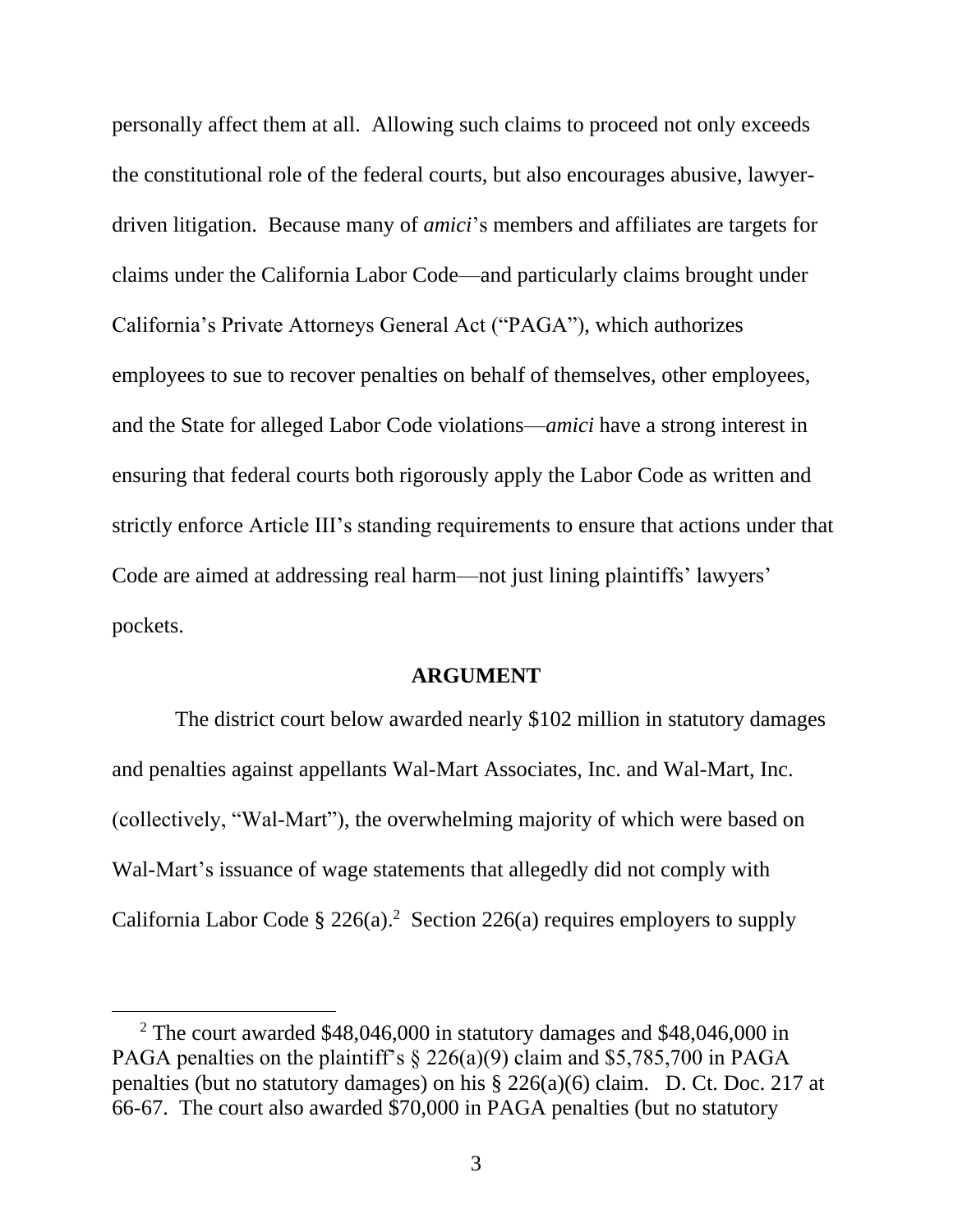personally affect them at all. Allowing such claims to proceed not only exceeds the constitutional role of the federal courts, but also encourages abusive, lawyer-driven litigation. Because many of *amici*'s members and affiliates are targets for claims under the California Labor Code—and particularly claims brought under California's Private Attorneys General Act ("PAGA"), which authorizes employees to sue to recover penalties on behalf of themselves, other employees, and the State for alleged Labor Code violations—*amici* have a strong interest in ensuring that federal courts both rigorously apply the Labor Code as written and strictly enforce Article III's standing requirements to ensure that actions under that Code are aimed at addressing real harm—not just lining plaintiffs' lawyers' pockets.

## ARGUMENT

The district court below awarded nearly $102 million in statutory damages and penalties against appellants Wal-Mart Associates, Inc. and Wal-Mart, Inc. (collectively, "Wal-Mart"), the overwhelming majority of which were based on Wal-Mart's issuance of wage statements that allegedly did not comply with California Labor Code § 226(a).[2] Section 226(a) requires employers to supply

[2] The court awarded $48,046,000 in statutory damages and $48,046,000 in PAGA penalties on the plaintiff's § 226(a)(9) claim and $5,785,700 in PAGA penalties (but no statutory damages) on his § 226(a)(6) claim. D. Ct. Doc. 217 at 66-67. The court also awarded $70,000 in PAGA penalties (but no statutory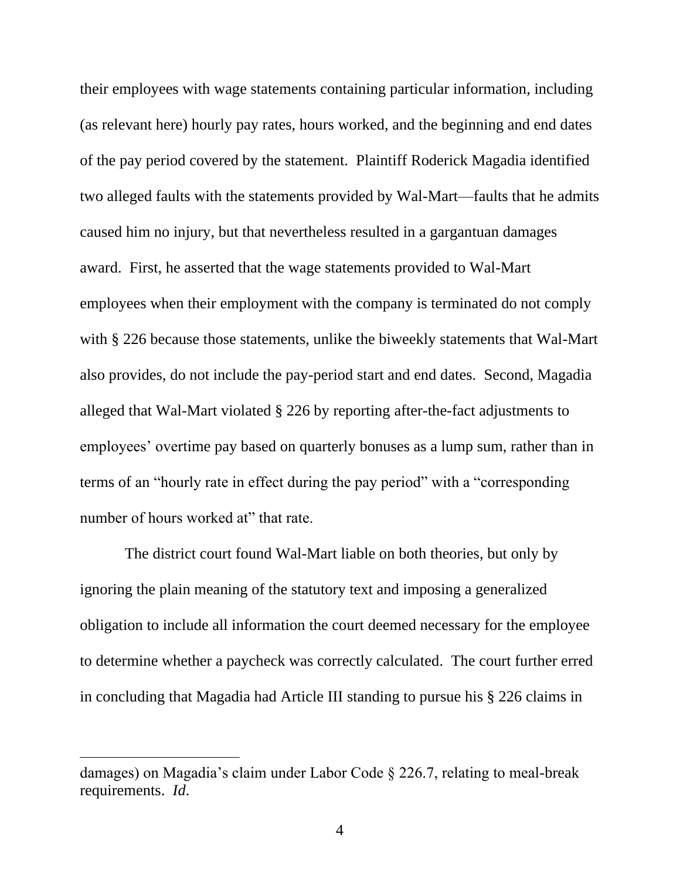their employees with wage statements containing particular information, including (as relevant here) hourly pay rates, hours worked, and the beginning and end dates of the pay period covered by the statement. Plaintiff Roderick Magadia identified two alleged faults with the statements provided by Wal-Mart—faults that he admits caused him no injury, but that nevertheless resulted in a gargantuan damages award. First, he asserted that the wage statements provided to Wal-Mart employees when their employment with the company is terminated do not comply with § 226 because those statements, unlike the biweekly statements that Wal-Mart also provides, do not include the pay-period start and end dates. Second, Magadia alleged that Wal-Mart violated § 226 by reporting after-the-fact adjustments to employees' overtime pay based on quarterly bonuses as a lump sum, rather than in terms of an "hourly rate in effect during the pay period" with a "corresponding number of hours worked at" that rate.

The district court found Wal-Mart liable on both theories, but only by ignoring the plain meaning of the statutory text and imposing a generalized obligation to include all information the court deemed necessary for the employee to determine whether a paycheck was correctly calculated. The court further erred in concluding that Magadia had Article III standing to pursue his § 226 claims in

---

damages) on Magadia's claim under Labor Code § 226.7, relating to meal-break requirements. *Id.*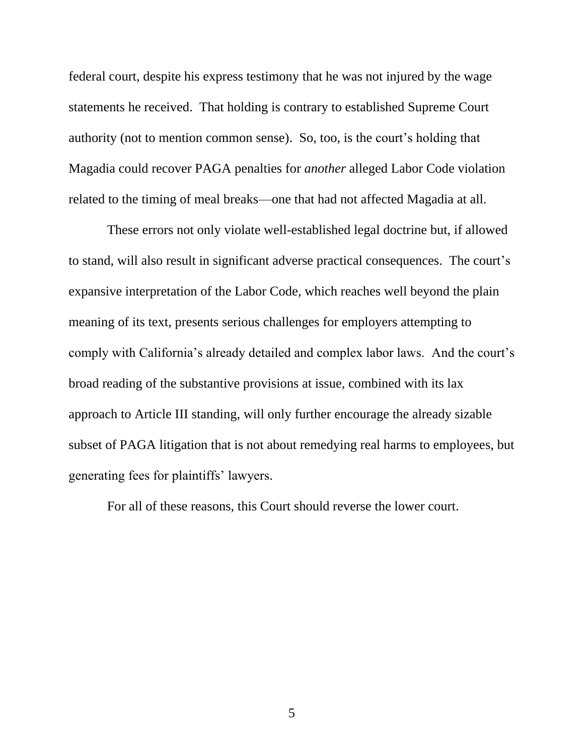federal court, despite his express testimony that he was not injured by the wage statements he received. That holding is contrary to established Supreme Court authority (not to mention common sense). So, too, is the court's holding that Magadia could recover PAGA penalties for *another* alleged Labor Code violation related to the timing of meal breaks—one that had not affected Magadia at all.

These errors not only violate well-established legal doctrine but, if allowed to stand, will also result in significant adverse practical consequences. The court's expansive interpretation of the Labor Code, which reaches well beyond the plain meaning of its text, presents serious challenges for employers attempting to comply with California's already detailed and complex labor laws. And the court's broad reading of the substantive provisions at issue, combined with its lax approach to Article III standing, will only further encourage the already sizable subset of PAGA litigation that is not about remedying real harms to employees, but generating fees for plaintiffs' lawyers.

For all of these reasons, this Court should reverse the lower court.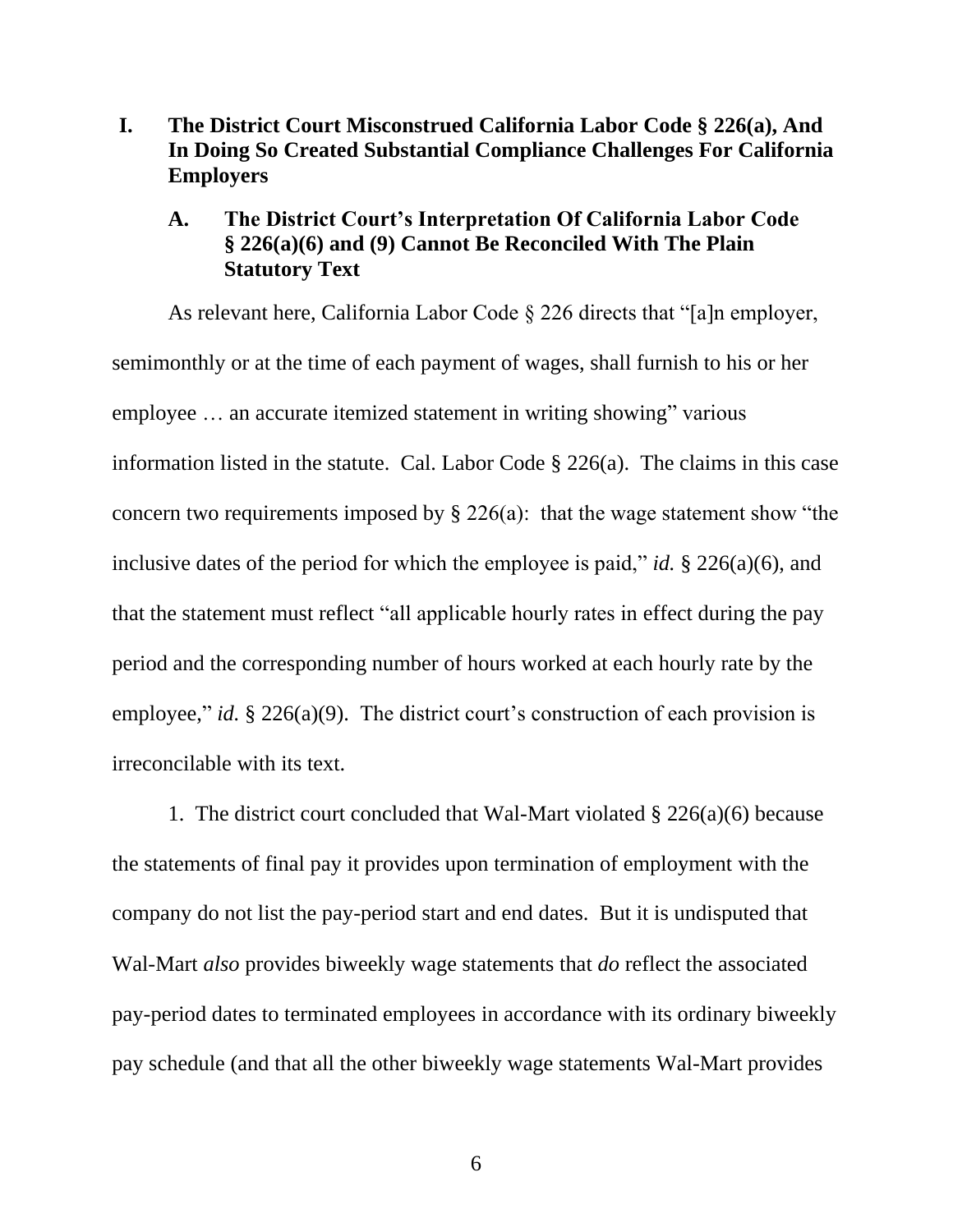# I. The District Court Misconstrued California Labor Code § 226(a), And In Doing So Created Substantial Compliance Challenges For California Employers

## A. The District Court's Interpretation Of California Labor Code § 226(a)(6) and (9) Cannot Be Reconciled With The Plain Statutory Text

As relevant here, California Labor Code § 226 directs that "[a]n employer, semimonthly or at the time of each payment of wages, shall furnish to his or her employee … an accurate itemized statement in writing showing" various information listed in the statute. Cal. Labor Code § 226(a). The claims in this case concern two requirements imposed by § 226(a): that the wage statement show "the inclusive dates of the period for which the employee is paid," *id.* § 226(a)(6), and that the statement must reflect "all applicable hourly rates in effect during the pay period and the corresponding number of hours worked at each hourly rate by the employee," *id.* § 226(a)(9). The district court's construction of each provision is irreconcilable with its text.

1. The district court concluded that Wal-Mart violated § 226(a)(6) because the statements of final pay it provides upon termination of employment with the company do not list the pay-period start and end dates. But it is undisputed that Wal-Mart *also* provides biweekly wage statements that *do* reflect the associated pay-period dates to terminated employees in accordance with its ordinary biweekly pay schedule (and that all the other biweekly wage statements Wal-Mart provides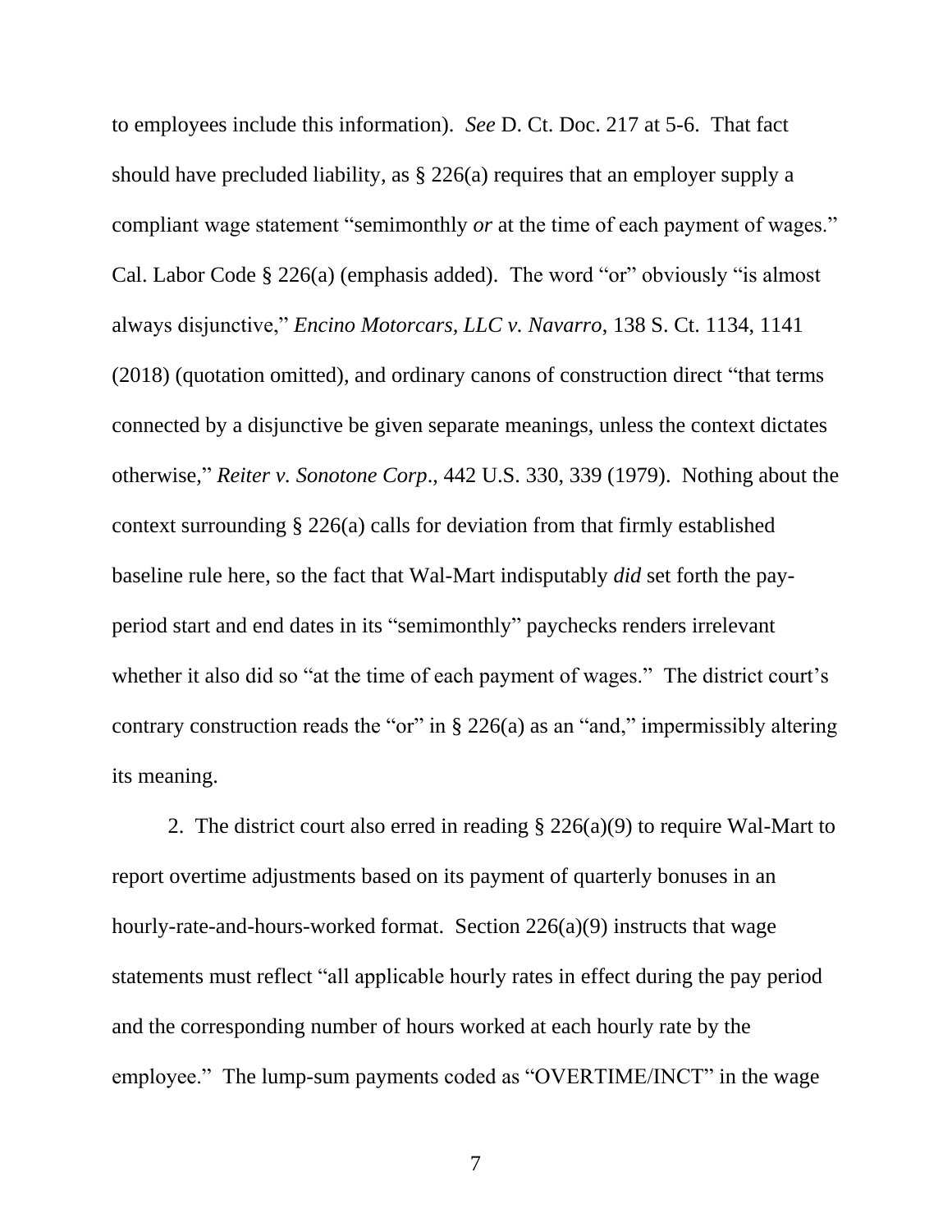to employees include this information). *See* D. Ct. Doc. 217 at 5-6. That fact should have precluded liability, as § 226(a) requires that an employer supply a compliant wage statement "semimonthly *or* at the time of each payment of wages." Cal. Labor Code § 226(a) (emphasis added). The word "or" obviously "is almost always disjunctive," *Encino Motorcars, LLC v. Navarro*, 138 S. Ct. 1134, 1141 (2018) (quotation omitted), and ordinary canons of construction direct "that terms connected by a disjunctive be given separate meanings, unless the context dictates otherwise," *Reiter v. Sonotone Corp*., 442 U.S. 330, 339 (1979). Nothing about the context surrounding § 226(a) calls for deviation from that firmly established baseline rule here, so the fact that Wal-Mart indisputably *did* set forth the pay-period start and end dates in its "semimonthly" paychecks renders irrelevant whether it also did so "at the time of each payment of wages." The district court's contrary construction reads the "or" in § 226(a) as an "and," impermissibly altering its meaning.

2. The district court also erred in reading § 226(a)(9) to require Wal-Mart to report overtime adjustments based on its payment of quarterly bonuses in an hourly-rate-and-hours-worked format. Section 226(a)(9) instructs that wage statements must reflect "all applicable hourly rates in effect during the pay period and the corresponding number of hours worked at each hourly rate by the employee." The lump-sum payments coded as "OVERTIME/INCT" in the wage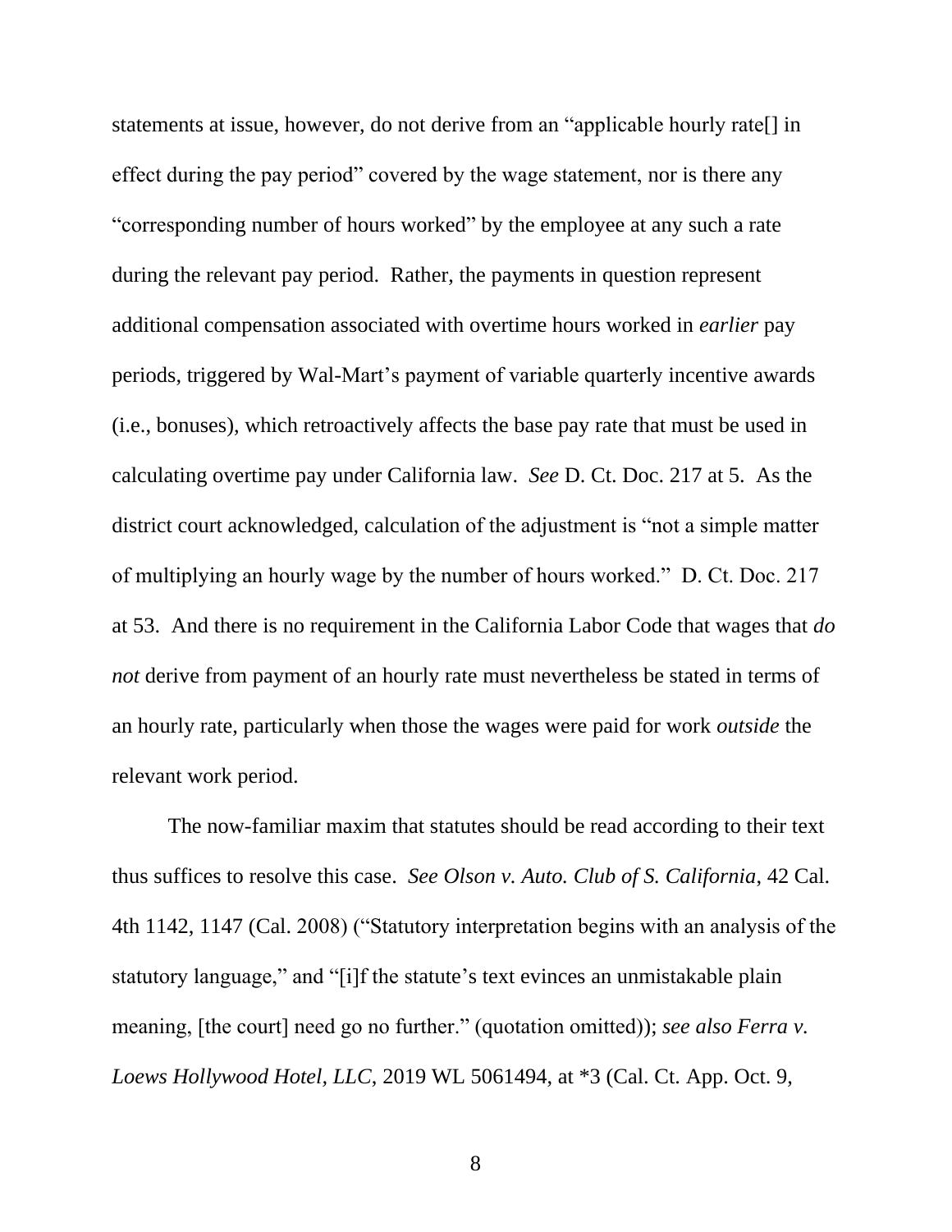statements at issue, however, do not derive from an "applicable hourly rate[] in effect during the pay period" covered by the wage statement, nor is there any "corresponding number of hours worked" by the employee at any such a rate during the relevant pay period. Rather, the payments in question represent additional compensation associated with overtime hours worked in *earlier* pay periods, triggered by Wal-Mart's payment of variable quarterly incentive awards (i.e., bonuses), which retroactively affects the base pay rate that must be used in calculating overtime pay under California law. *See* D. Ct. Doc. 217 at 5. As the district court acknowledged, calculation of the adjustment is "not a simple matter of multiplying an hourly wage by the number of hours worked." D. Ct. Doc. 217 at 53. And there is no requirement in the California Labor Code that wages that *do not* derive from payment of an hourly rate must nevertheless be stated in terms of an hourly rate, particularly when those the wages were paid for work *outside* the relevant work period.

The now-familiar maxim that statutes should be read according to their text thus suffices to resolve this case. *See Olson v. Auto. Club of S. California*, 42 Cal. 4th 1142, 1147 (Cal. 2008) ("Statutory interpretation begins with an analysis of the statutory language," and "[i]f the statute's text evinces an unmistakable plain meaning, [the court] need go no further." (quotation omitted)); *see also Ferra v. Loews Hollywood Hotel, LLC*, 2019 WL 5061494, at *3 (Cal. Ct. App. Oct. 9,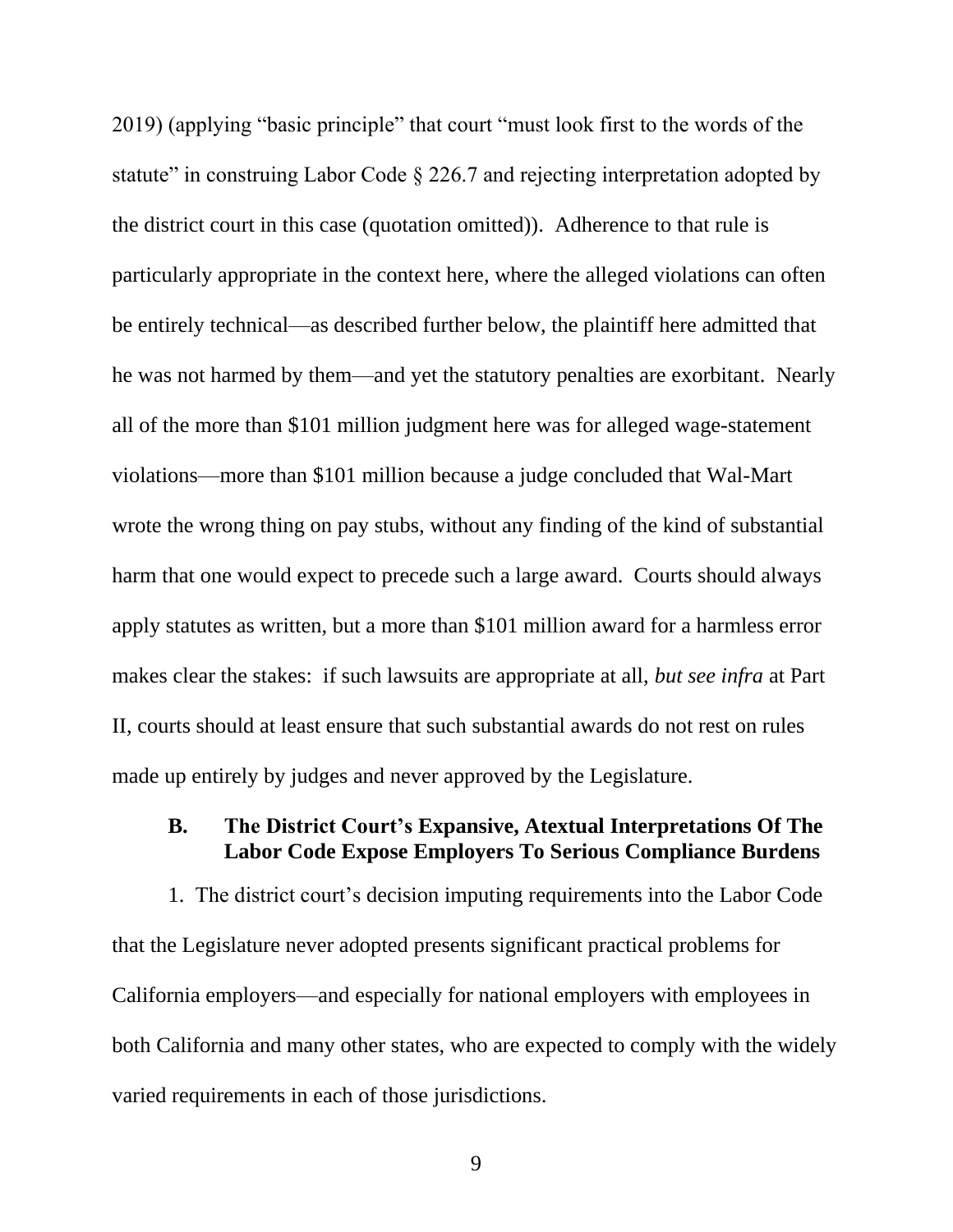2019) (applying "basic principle" that court "must look first to the words of the statute" in construing Labor Code § 226.7 and rejecting interpretation adopted by the district court in this case (quotation omitted)). Adherence to that rule is particularly appropriate in the context here, where the alleged violations can often be entirely technical—as described further below, the plaintiff here admitted that he was not harmed by them—and yet the statutory penalties are exorbitant. Nearly all of the more than $101 million judgment here was for alleged wage-statement violations—more than $101 million because a judge concluded that Wal-Mart wrote the wrong thing on pay stubs, without any finding of the kind of substantial harm that one would expect to precede such a large award. Courts should always apply statutes as written, but a more than $101 million award for a harmless error makes clear the stakes: if such lawsuits are appropriate at all, *but see infra* at Part II, courts should at least ensure that such substantial awards do not rest on rules made up entirely by judges and never approved by the Legislature.

### B. The District Court's Expansive, Atextual Interpretations Of The Labor Code Expose Employers To Serious Compliance Burdens

1. The district court's decision imputing requirements into the Labor Code that the Legislature never adopted presents significant practical problems for California employers—and especially for national employers with employees in both California and many other states, who are expected to comply with the widely varied requirements in each of those jurisdictions.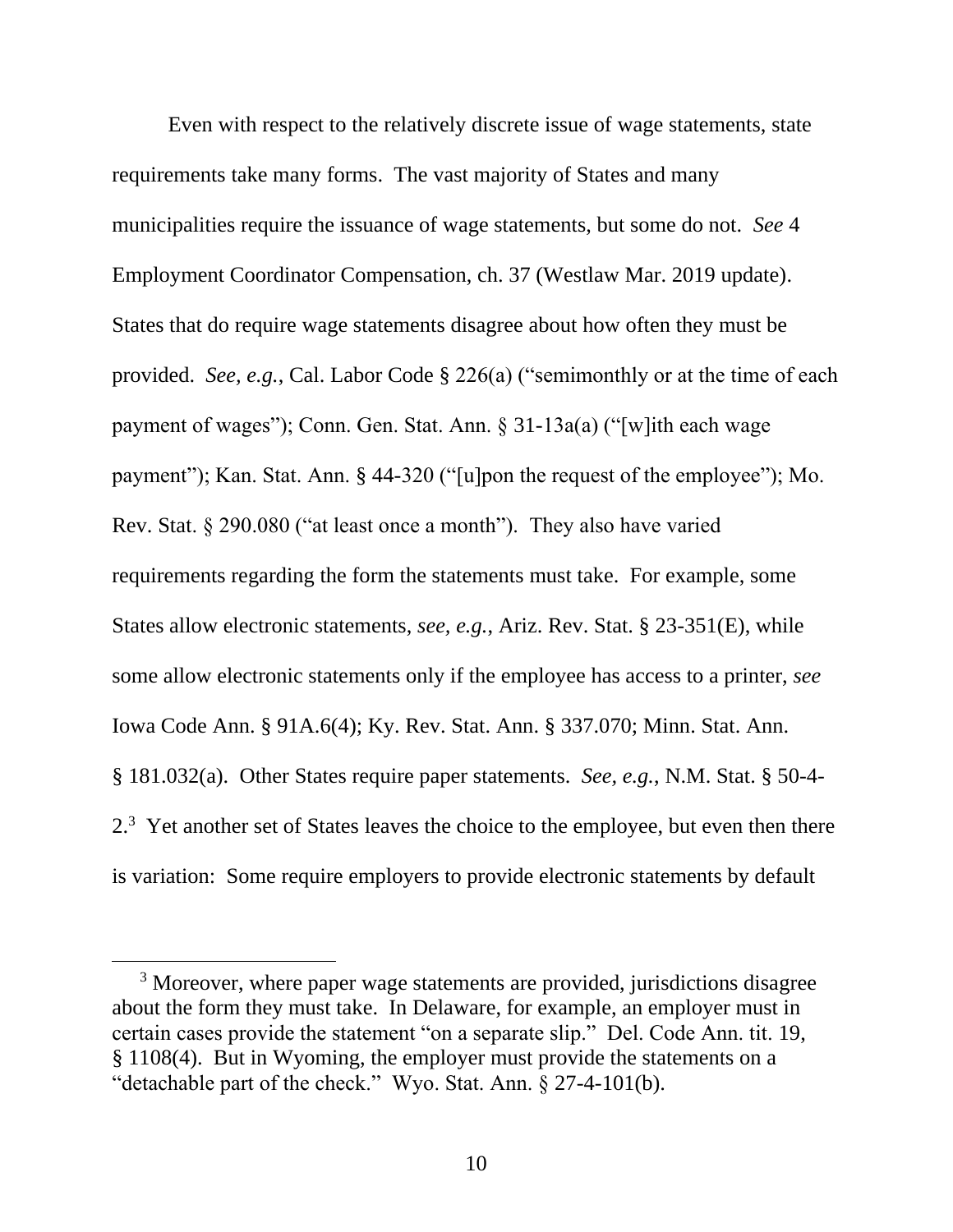Even with respect to the relatively discrete issue of wage statements, state requirements take many forms. The vast majority of States and many municipalities require the issuance of wage statements, but some do not. *See* 4 Employment Coordinator Compensation, ch. 37 (Westlaw Mar. 2019 update). States that do require wage statements disagree about how often they must be provided. *See, e.g.*, Cal. Labor Code § 226(a) ("semimonthly or at the time of each payment of wages"); Conn. Gen. Stat. Ann. § 31-13a(a) ("[w]ith each wage payment"); Kan. Stat. Ann. § 44-320 ("[u]pon the request of the employee"); Mo. Rev. Stat. § 290.080 ("at least once a month"). They also have varied requirements regarding the form the statements must take. For example, some States allow electronic statements, *see, e.g.*, Ariz. Rev. Stat. § 23-351(E), while some allow electronic statements only if the employee has access to a printer, *see* Iowa Code Ann. § 91A.6(4); Ky. Rev. Stat. Ann. § 337.070; Minn. Stat. Ann. § 181.032(a). Other States require paper statements. *See, e.g.*, N.M. Stat. § 50-4-2.[3] Yet another set of States leaves the choice to the employee, but even then there is variation: Some require employers to provide electronic statements by default

---

[3] Moreover, where paper wage statements are provided, jurisdictions disagree about the form they must take. In Delaware, for example, an employer must in certain cases provide the statement "on a separate slip." Del. Code Ann. tit. 19, § 1108(4). But in Wyoming, the employer must provide the statements on a "detachable part of the check." Wyo. Stat. Ann. § 27-4-101(b).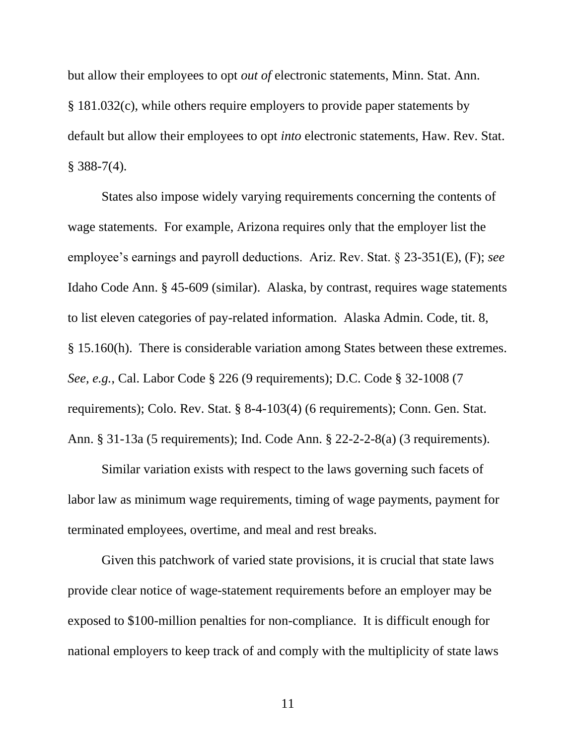but allow their employees to opt *out of* electronic statements, Minn. Stat. Ann. § 181.032(c), while others require employers to provide paper statements by default but allow their employees to opt *into* electronic statements, Haw. Rev. Stat. § 388-7(4).

States also impose widely varying requirements concerning the contents of wage statements. For example, Arizona requires only that the employer list the employee's earnings and payroll deductions. Ariz. Rev. Stat. § 23-351(E), (F); *see* Idaho Code Ann. § 45-609 (similar). Alaska, by contrast, requires wage statements to list eleven categories of pay-related information. Alaska Admin. Code, tit. 8, § 15.160(h). There is considerable variation among States between these extremes. *See, e.g.*, Cal. Labor Code § 226 (9 requirements); D.C. Code § 32-1008 (7 requirements); Colo. Rev. Stat. § 8-4-103(4) (6 requirements); Conn. Gen. Stat. Ann. § 31-13a (5 requirements); Ind. Code Ann. § 22-2-2-8(a) (3 requirements).

Similar variation exists with respect to the laws governing such facets of labor law as minimum wage requirements, timing of wage payments, payment for terminated employees, overtime, and meal and rest breaks.

Given this patchwork of varied state provisions, it is crucial that state laws provide clear notice of wage-statement requirements before an employer may be exposed to $100-million penalties for non-compliance. It is difficult enough for national employers to keep track of and comply with the multiplicity of state laws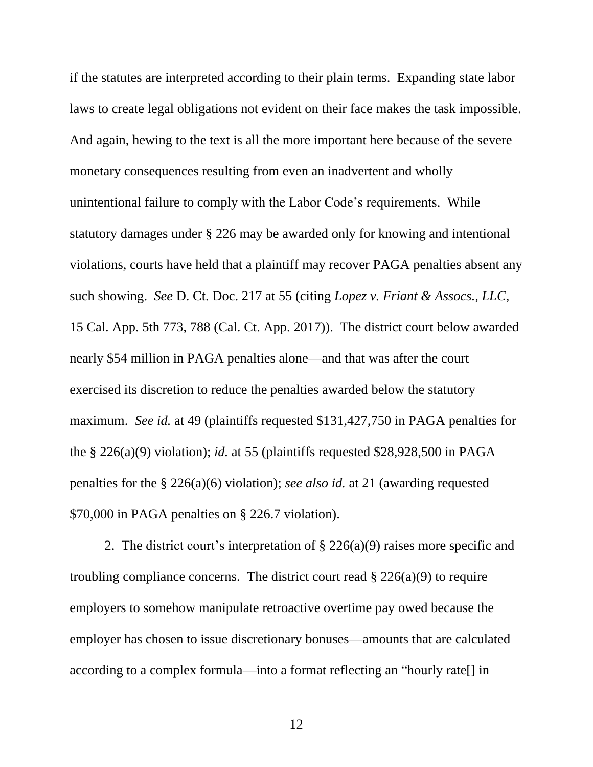if the statutes are interpreted according to their plain terms. Expanding state labor laws to create legal obligations not evident on their face makes the task impossible. And again, hewing to the text is all the more important here because of the severe monetary consequences resulting from even an inadvertent and wholly unintentional failure to comply with the Labor Code's requirements. While statutory damages under § 226 may be awarded only for knowing and intentional violations, courts have held that a plaintiff may recover PAGA penalties absent any such showing. *See* D. Ct. Doc. 217 at 55 (citing *Lopez v. Friant & Assocs., LLC*, 15 Cal. App. 5th 773, 788 (Cal. Ct. App. 2017)). The district court below awarded nearly $54 million in PAGA penalties alone—and that was after the court exercised its discretion to reduce the penalties awarded below the statutory maximum. *See id.* at 49 (plaintiffs requested $131,427,750 in PAGA penalties for the § 226(a)(9) violation); *id.* at 55 (plaintiffs requested $28,928,500 in PAGA penalties for the § 226(a)(6) violation); *see also id.* at 21 (awarding requested $70,000 in PAGA penalties on § 226.7 violation).

2. The district court's interpretation of § 226(a)(9) raises more specific and troubling compliance concerns. The district court read § 226(a)(9) to require employers to somehow manipulate retroactive overtime pay owed because the employer has chosen to issue discretionary bonuses—amounts that are calculated according to a complex formula—into a format reflecting an "hourly rate[] in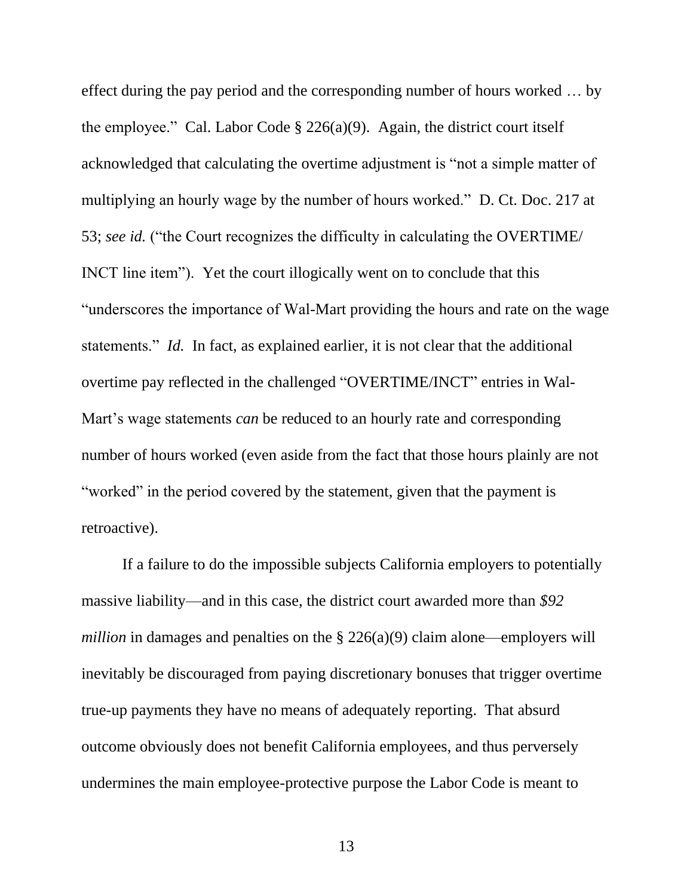effect during the pay period and the corresponding number of hours worked … by the employee." Cal. Labor Code § 226(a)(9). Again, the district court itself acknowledged that calculating the overtime adjustment is "not a simple matter of multiplying an hourly wage by the number of hours worked." D. Ct. Doc. 217 at 53; *see id.* ("the Court recognizes the difficulty in calculating the OVERTIME/ INCT line item"). Yet the court illogically went on to conclude that this "underscores the importance of Wal-Mart providing the hours and rate on the wage statements." *Id.* In fact, as explained earlier, it is not clear that the additional overtime pay reflected in the challenged "OVERTIME/INCT" entries in Wal-Mart's wage statements *can* be reduced to an hourly rate and corresponding number of hours worked (even aside from the fact that those hours plainly are not "worked" in the period covered by the statement, given that the payment is retroactive).

If a failure to do the impossible subjects California employers to potentially massive liability—and in this case, the district court awarded more than *$92 million* in damages and penalties on the § 226(a)(9) claim alone—employers will inevitably be discouraged from paying discretionary bonuses that trigger overtime true-up payments they have no means of adequately reporting. That absurd outcome obviously does not benefit California employees, and thus perversely undermines the main employee-protective purpose the Labor Code is meant to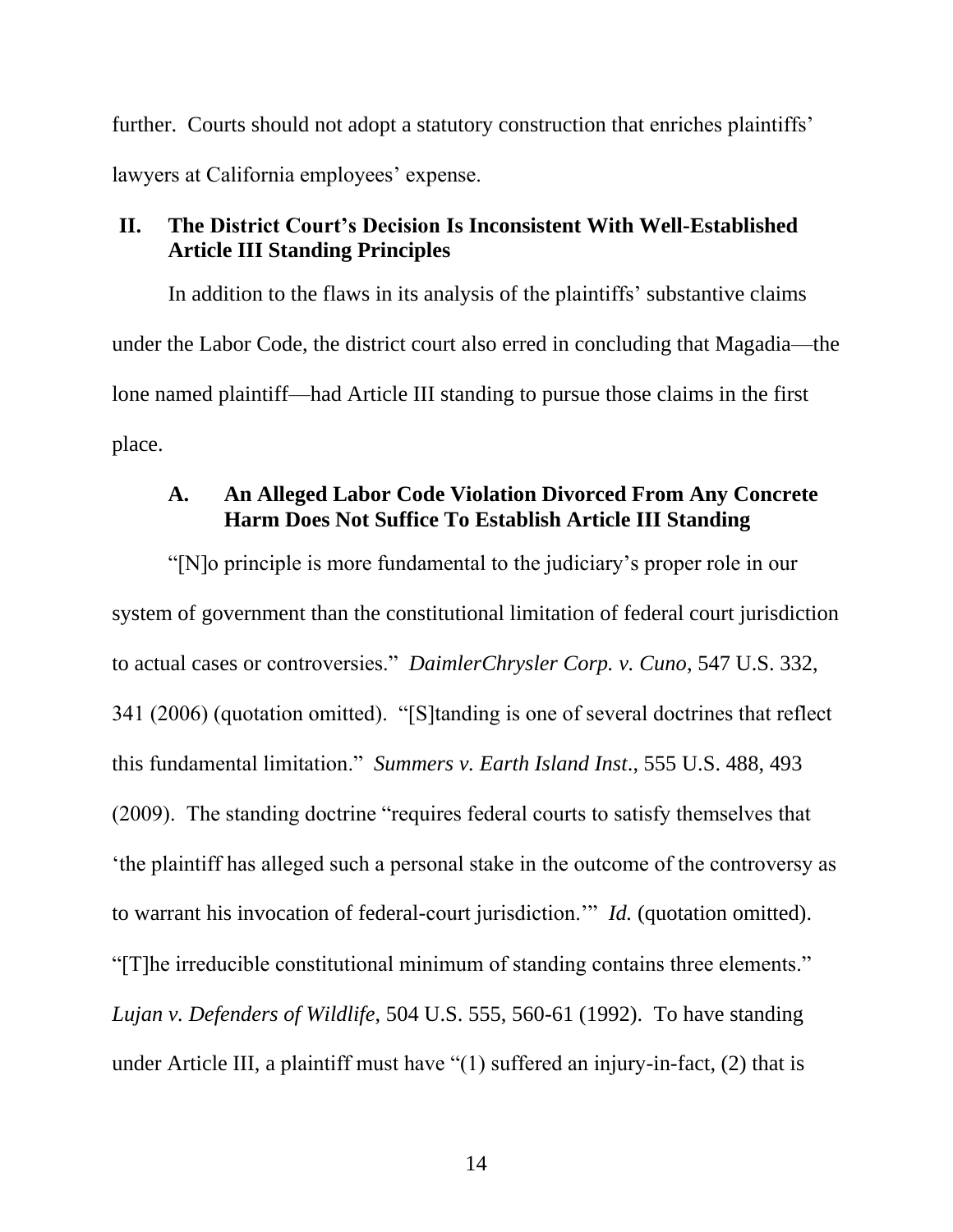further. Courts should not adopt a statutory construction that enriches plaintiffs' lawyers at California employees' expense.

## II. The District Court's Decision Is Inconsistent With Well-Established Article III Standing Principles

In addition to the flaws in its analysis of the plaintiffs' substantive claims under the Labor Code, the district court also erred in concluding that Magadia—the lone named plaintiff—had Article III standing to pursue those claims in the first place.

### A. An Alleged Labor Code Violation Divorced From Any Concrete Harm Does Not Suffice To Establish Article III Standing

"[N]o principle is more fundamental to the judiciary's proper role in our system of government than the constitutional limitation of federal court jurisdiction to actual cases or controversies." *DaimlerChrysler Corp. v. Cuno*, 547 U.S. 332, 341 (2006) (quotation omitted). "[S]tanding is one of several doctrines that reflect this fundamental limitation." *Summers v. Earth Island Inst*., 555 U.S. 488, 493 (2009). The standing doctrine "requires federal courts to satisfy themselves that 'the plaintiff has alleged such a personal stake in the outcome of the controversy as to warrant his invocation of federal-court jurisdiction.'" *Id.* (quotation omitted). "[T]he irreducible constitutional minimum of standing contains three elements." *Lujan v. Defenders of Wildlife*, 504 U.S. 555, 560-61 (1992). To have standing under Article III, a plaintiff must have "(1) suffered an injury-in-fact, (2) that is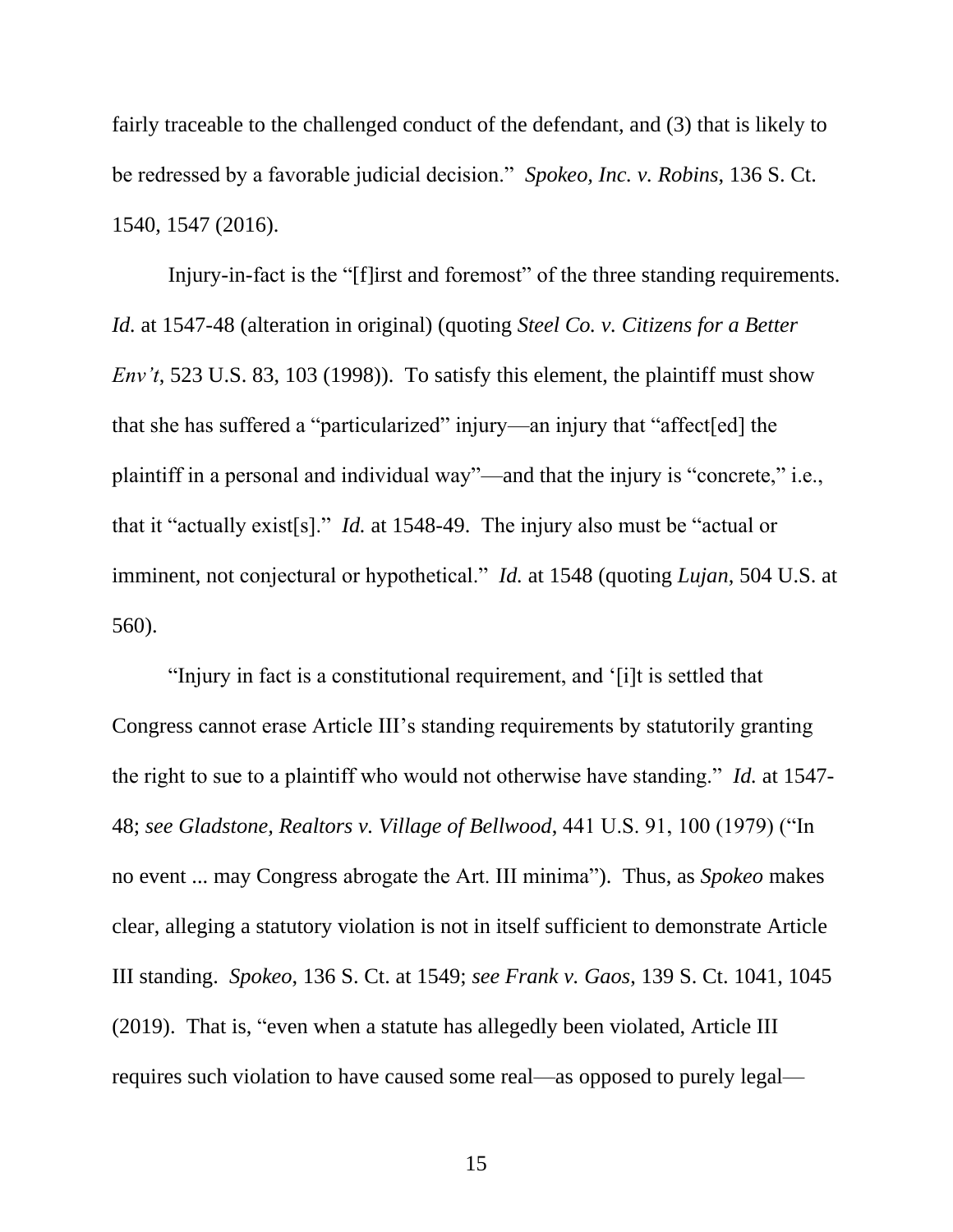fairly traceable to the challenged conduct of the defendant, and (3) that is likely to be redressed by a favorable judicial decision." *Spokeo, Inc. v. Robins*, 136 S. Ct. 1540, 1547 (2016).

Injury-in-fact is the "[f]irst and foremost" of the three standing requirements. *Id.* at 1547-48 (alteration in original) (quoting *Steel Co. v. Citizens for a Better Env't*, 523 U.S. 83, 103 (1998)). To satisfy this element, the plaintiff must show that she has suffered a "particularized" injury—an injury that "affect[ed] the plaintiff in a personal and individual way"—and that the injury is "concrete," i.e., that it "actually exist[s]." *Id.* at 1548-49. The injury also must be "actual or imminent, not conjectural or hypothetical." *Id.* at 1548 (quoting *Lujan*, 504 U.S. at 560).

"Injury in fact is a constitutional requirement, and '[i]t is settled that Congress cannot erase Article III's standing requirements by statutorily granting the right to sue to a plaintiff who would not otherwise have standing." *Id.* at 1547-48; *see Gladstone, Realtors v. Village of Bellwood*, 441 U.S. 91, 100 (1979) ("In no event ... may Congress abrogate the Art. III minima"). Thus, as *Spokeo* makes clear, alleging a statutory violation is not in itself sufficient to demonstrate Article III standing. *Spokeo*, 136 S. Ct. at 1549; *see Frank v. Gaos*, 139 S. Ct. 1041, 1045 (2019). That is, "even when a statute has allegedly been violated, Article III requires such violation to have caused some real—as opposed to purely legal—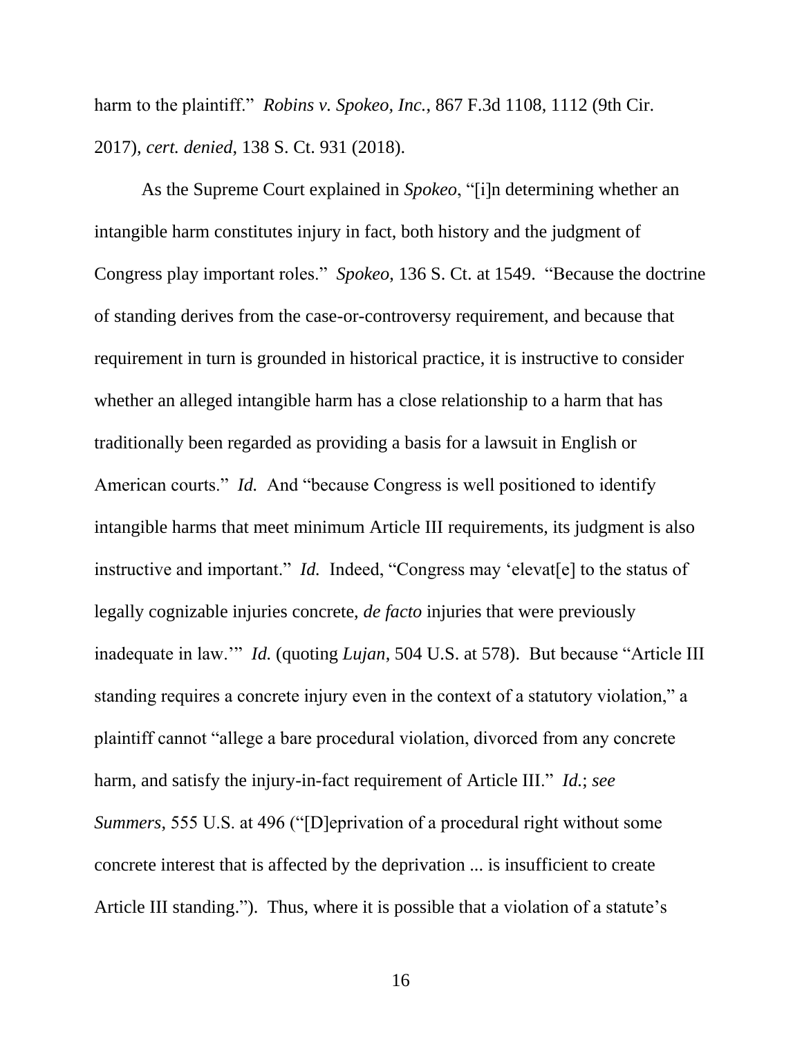harm to the plaintiff." *Robins v. Spokeo, Inc.*, 867 F.3d 1108, 1112 (9th Cir. 2017), *cert. denied*, 138 S. Ct. 931 (2018).

As the Supreme Court explained in *Spokeo*, "[i]n determining whether an intangible harm constitutes injury in fact, both history and the judgment of Congress play important roles." *Spokeo*, 136 S. Ct. at 1549. "Because the doctrine of standing derives from the case-or-controversy requirement, and because that requirement in turn is grounded in historical practice, it is instructive to consider whether an alleged intangible harm has a close relationship to a harm that has traditionally been regarded as providing a basis for a lawsuit in English or American courts." *Id.* And "because Congress is well positioned to identify intangible harms that meet minimum Article III requirements, its judgment is also instructive and important." *Id.* Indeed, "Congress may 'elevat[e] to the status of legally cognizable injuries concrete, *de facto* injuries that were previously inadequate in law.'" *Id.* (quoting *Lujan*, 504 U.S. at 578). But because "Article III standing requires a concrete injury even in the context of a statutory violation," a plaintiff cannot "allege a bare procedural violation, divorced from any concrete harm, and satisfy the injury-in-fact requirement of Article III." *Id.*; *see Summers*, 555 U.S. at 496 ("[D]eprivation of a procedural right without some concrete interest that is affected by the deprivation ... is insufficient to create Article III standing."). Thus, where it is possible that a violation of a statute's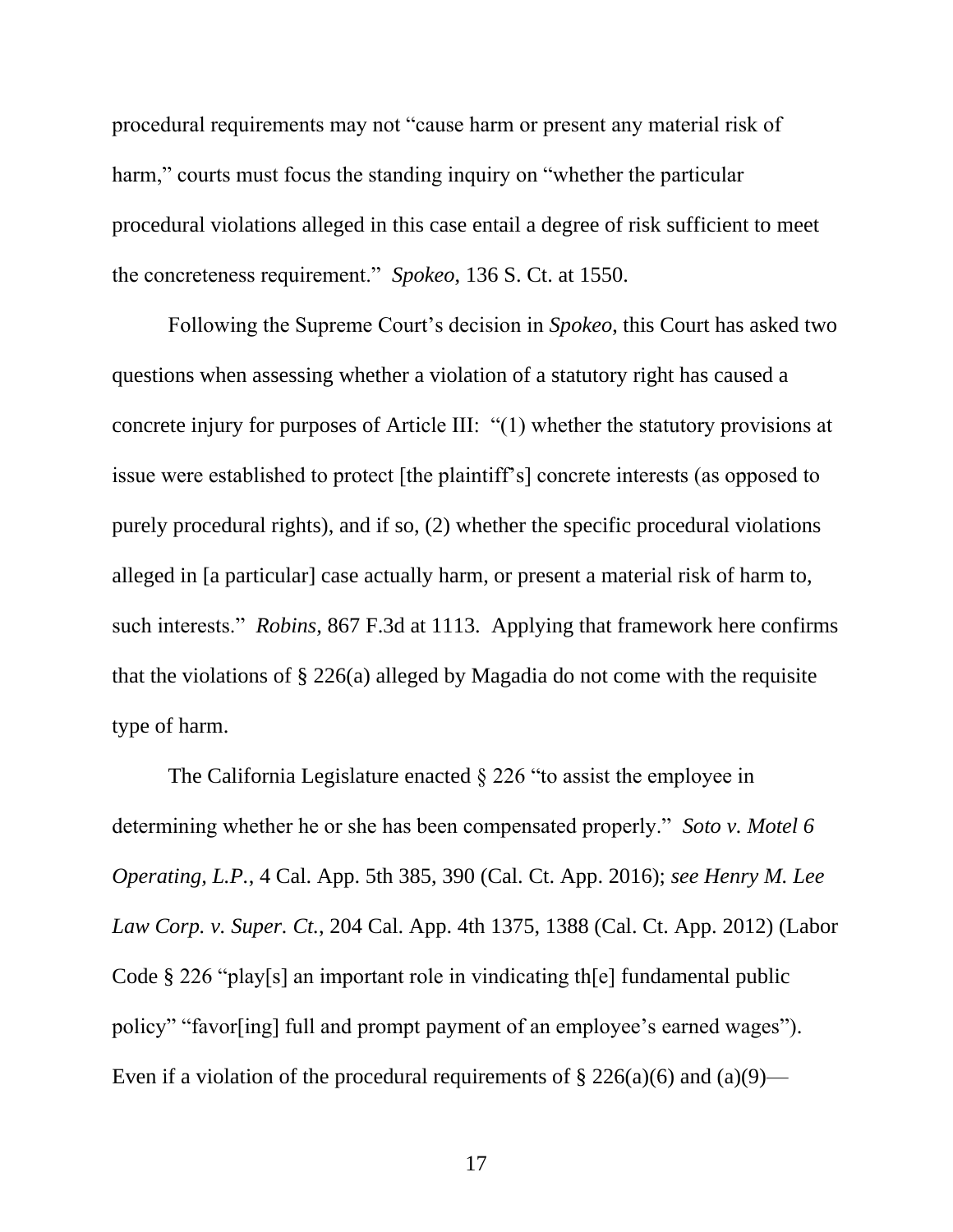procedural requirements may not "cause harm or present any material risk of harm," courts must focus the standing inquiry on "whether the particular procedural violations alleged in this case entail a degree of risk sufficient to meet the concreteness requirement." *Spokeo*, 136 S. Ct. at 1550.

Following the Supreme Court's decision in *Spokeo*, this Court has asked two questions when assessing whether a violation of a statutory right has caused a concrete injury for purposes of Article III: "(1) whether the statutory provisions at issue were established to protect [the plaintiff's] concrete interests (as opposed to purely procedural rights), and if so, (2) whether the specific procedural violations alleged in [a particular] case actually harm, or present a material risk of harm to, such interests." *Robins*, 867 F.3d at 1113. Applying that framework here confirms that the violations of § 226(a) alleged by Magadia do not come with the requisite type of harm.

The California Legislature enacted § 226 "to assist the employee in determining whether he or she has been compensated properly." *Soto v. Motel 6 Operating, L.P.*, 4 Cal. App. 5th 385, 390 (Cal. Ct. App. 2016); *see Henry M. Lee Law Corp. v. Super. Ct.*, 204 Cal. App. 4th 1375, 1388 (Cal. Ct. App. 2012) (Labor Code § 226 "play[s] an important role in vindicating th[e] fundamental public policy" "favor[ing] full and prompt payment of an employee's earned wages"). Even if a violation of the procedural requirements of § 226(a)(6) and (a)(9)—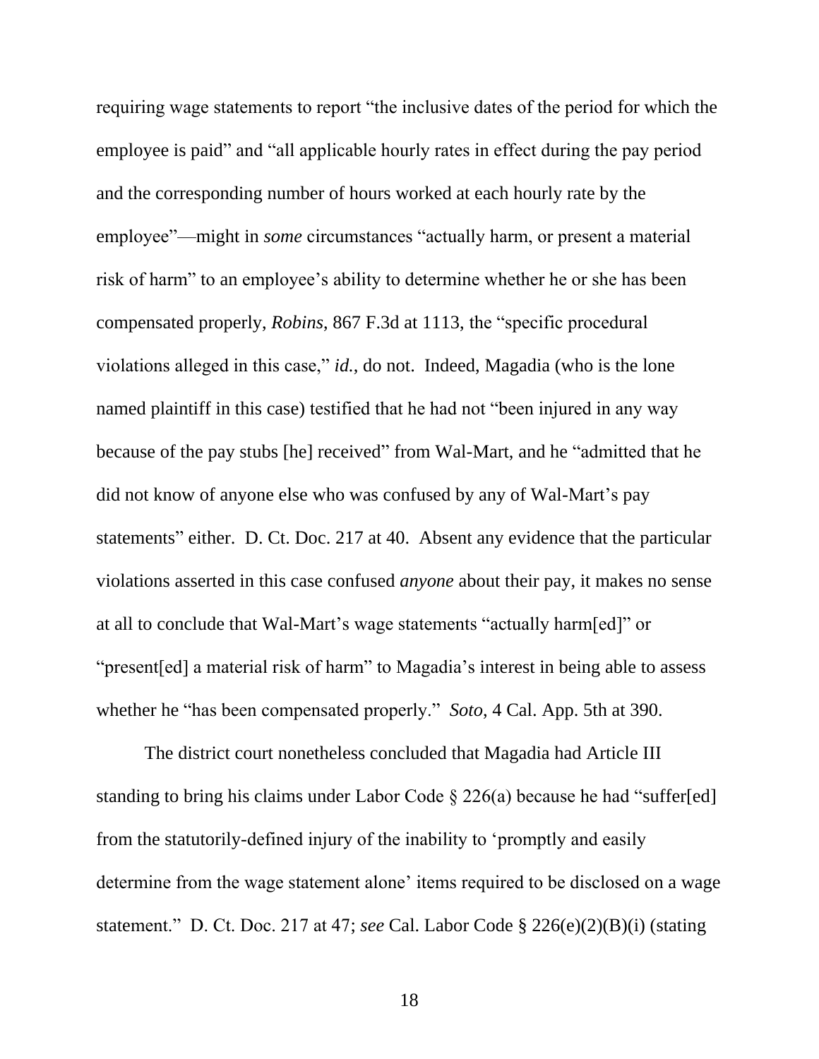requiring wage statements to report "the inclusive dates of the period for which the employee is paid" and "all applicable hourly rates in effect during the pay period and the corresponding number of hours worked at each hourly rate by the employee"—might in *some* circumstances "actually harm, or present a material risk of harm" to an employee's ability to determine whether he or she has been compensated properly, *Robins*, 867 F.3d at 1113, the "specific procedural violations alleged in this case," *id.*, do not. Indeed, Magadia (who is the lone named plaintiff in this case) testified that he had not "been injured in any way because of the pay stubs [he] received" from Wal-Mart, and he "admitted that he did not know of anyone else who was confused by any of Wal-Mart's pay statements" either. D. Ct. Doc. 217 at 40. Absent any evidence that the particular violations asserted in this case confused *anyone* about their pay, it makes no sense at all to conclude that Wal-Mart's wage statements "actually harm[ed]" or "present[ed] a material risk of harm" to Magadia's interest in being able to assess whether he "has been compensated properly." *Soto*, 4 Cal. App. 5th at 390.

The district court nonetheless concluded that Magadia had Article III standing to bring his claims under Labor Code § 226(a) because he had "suffer[ed] from the statutorily-defined injury of the inability to 'promptly and easily determine from the wage statement alone' items required to be disclosed on a wage statement." D. Ct. Doc. 217 at 47; *see* Cal. Labor Code § 226(e)(2)(B)(i) (stating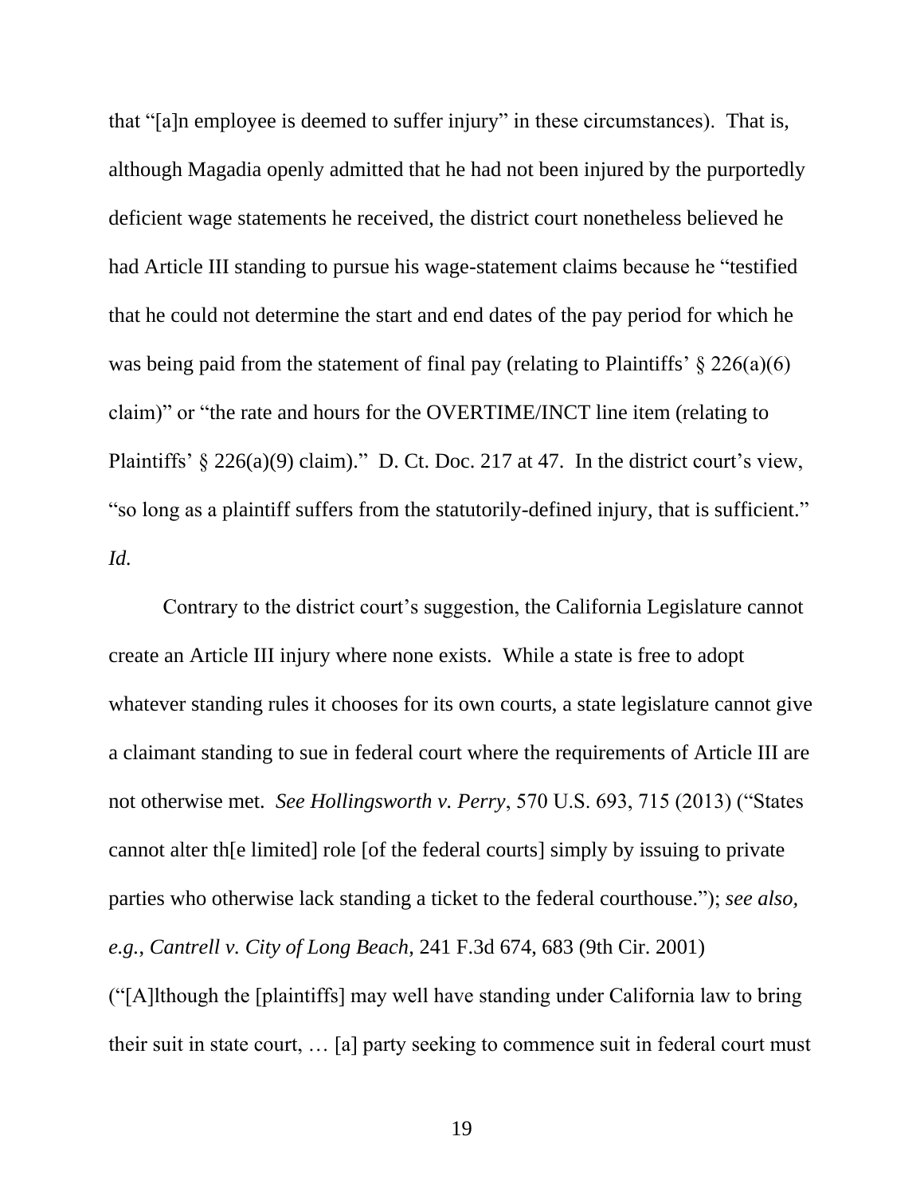that "[a]n employee is deemed to suffer injury" in these circumstances). That is, although Magadia openly admitted that he had not been injured by the purportedly deficient wage statements he received, the district court nonetheless believed he had Article III standing to pursue his wage-statement claims because he "testified that he could not determine the start and end dates of the pay period for which he was being paid from the statement of final pay (relating to Plaintiffs' § 226(a)(6) claim)" or "the rate and hours for the OVERTIME/INCT line item (relating to Plaintiffs' § 226(a)(9) claim)." D. Ct. Doc. 217 at 47. In the district court's view, "so long as a plaintiff suffers from the statutorily-defined injury, that is sufficient." *Id.*

Contrary to the district court's suggestion, the California Legislature cannot create an Article III injury where none exists. While a state is free to adopt whatever standing rules it chooses for its own courts, a state legislature cannot give a claimant standing to sue in federal court where the requirements of Article III are not otherwise met. *See Hollingsworth v. Perry*, 570 U.S. 693, 715 (2013) ("States cannot alter th[e limited] role [of the federal courts] simply by issuing to private parties who otherwise lack standing a ticket to the federal courthouse."); *see also, e.g.*, *Cantrell v. City of Long Beach*, 241 F.3d 674, 683 (9th Cir. 2001) ("[A]lthough the [plaintiffs] may well have standing under California law to bring their suit in state court, … [a] party seeking to commence suit in federal court must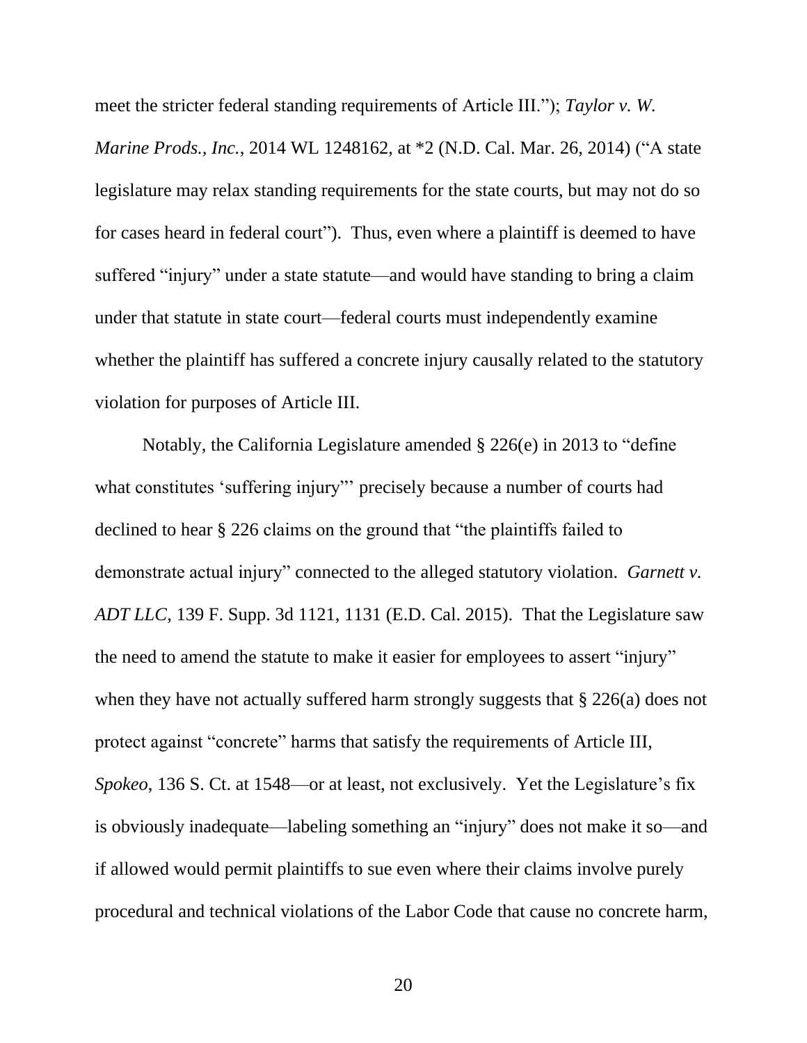meet the stricter federal standing requirements of Article III."); *Taylor v. W. Marine Prods., Inc.*, 2014 WL 1248162, at *2 (N.D. Cal. Mar. 26, 2014) ("A state legislature may relax standing requirements for the state courts, but may not do so for cases heard in federal court"). Thus, even where a plaintiff is deemed to have suffered "injury" under a state statute—and would have standing to bring a claim under that statute in state court—federal courts must independently examine whether the plaintiff has suffered a concrete injury causally related to the statutory violation for purposes of Article III.

Notably, the California Legislature amended § 226(e) in 2013 to "define what constitutes 'suffering injury"' precisely because a number of courts had declined to hear § 226 claims on the ground that "the plaintiffs failed to demonstrate actual injury" connected to the alleged statutory violation. *Garnett v. ADT LLC*, 139 F. Supp. 3d 1121, 1131 (E.D. Cal. 2015). That the Legislature saw the need to amend the statute to make it easier for employees to assert "injury" when they have not actually suffered harm strongly suggests that § 226(a) does not protect against "concrete" harms that satisfy the requirements of Article III, *Spokeo*, 136 S. Ct. at 1548—or at least, not exclusively. Yet the Legislature's fix is obviously inadequate—labeling something an "injury" does not make it so—and if allowed would permit plaintiffs to sue even where their claims involve purely procedural and technical violations of the Labor Code that cause no concrete harm,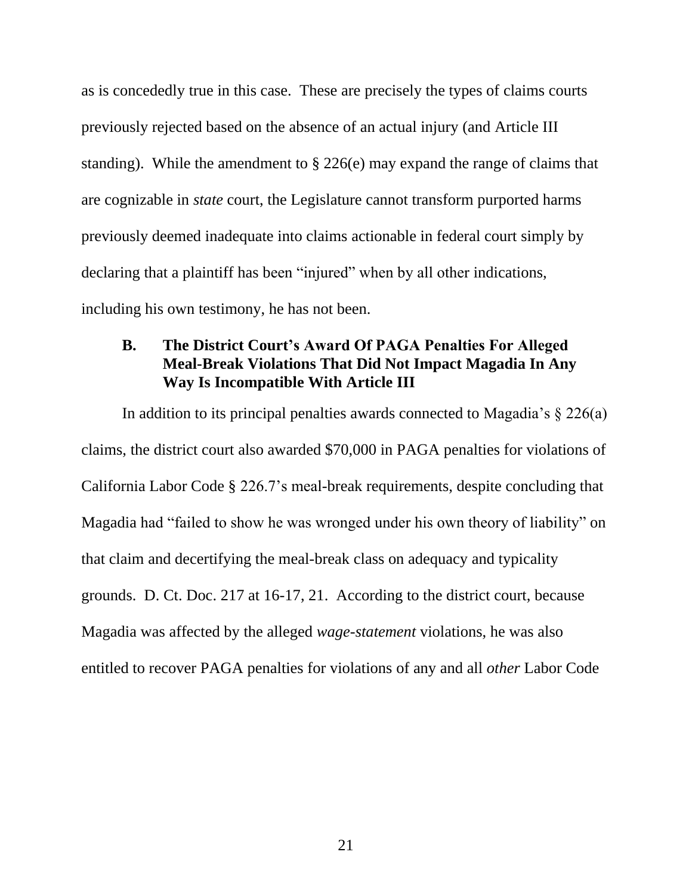as is concededly true in this case. These are precisely the types of claims courts previously rejected based on the absence of an actual injury (and Article III standing). While the amendment to § 226(e) may expand the range of claims that are cognizable in *state* court, the Legislature cannot transform purported harms previously deemed inadequate into claims actionable in federal court simply by declaring that a plaintiff has been "injured" when by all other indications, including his own testimony, he has not been.

### B. The District Court's Award Of PAGA Penalties For Alleged Meal-Break Violations That Did Not Impact Magadia In Any Way Is Incompatible With Article III

In addition to its principal penalties awards connected to Magadia's § 226(a) claims, the district court also awarded $70,000 in PAGA penalties for violations of California Labor Code § 226.7's meal-break requirements, despite concluding that Magadia had "failed to show he was wronged under his own theory of liability" on that claim and decertifying the meal-break class on adequacy and typicality grounds. D. Ct. Doc. 217 at 16-17, 21. According to the district court, because Magadia was affected by the alleged *wage-statement* violations, he was also entitled to recover PAGA penalties for violations of any and all *other* Labor Code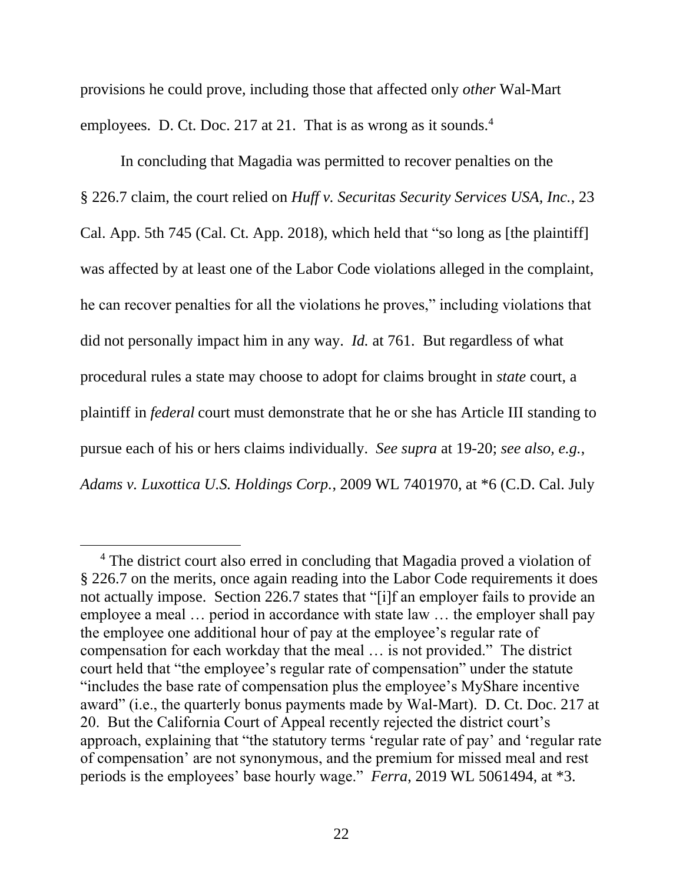provisions he could prove, including those that affected only *other* Wal-Mart employees. D. Ct. Doc. 217 at 21. That is as wrong as it sounds.[4]

In concluding that Magadia was permitted to recover penalties on the § 226.7 claim, the court relied on *Huff v. Securitas Security Services USA, Inc.*, 23 Cal. App. 5th 745 (Cal. Ct. App. 2018), which held that "so long as [the plaintiff] was affected by at least one of the Labor Code violations alleged in the complaint, he can recover penalties for all the violations he proves," including violations that did not personally impact him in any way. *Id.* at 761. But regardless of what procedural rules a state may choose to adopt for claims brought in *state* court, a plaintiff in *federal* court must demonstrate that he or she has Article III standing to pursue each of his or hers claims individually. *See supra* at 19-20; *see also, e.g.*, *Adams v. Luxottica U.S. Holdings Corp.*, 2009 WL 7401970, at *6 (C.D. Cal. July

[4] The district court also erred in concluding that Magadia proved a violation of § 226.7 on the merits, once again reading into the Labor Code requirements it does not actually impose. Section 226.7 states that "[i]f an employer fails to provide an employee a meal … period in accordance with state law … the employer shall pay the employee one additional hour of pay at the employee's regular rate of compensation for each workday that the meal … is not provided." The district court held that "the employee's regular rate of compensation" under the statute "includes the base rate of compensation plus the employee's MyShare incentive award" (i.e., the quarterly bonus payments made by Wal-Mart). D. Ct. Doc. 217 at 20. But the California Court of Appeal recently rejected the district court's approach, explaining that "the statutory terms 'regular rate of pay' and 'regular rate of compensation' are not synonymous, and the premium for missed meal and rest periods is the employees' base hourly wage." *Ferra*, 2019 WL 5061494, at *3.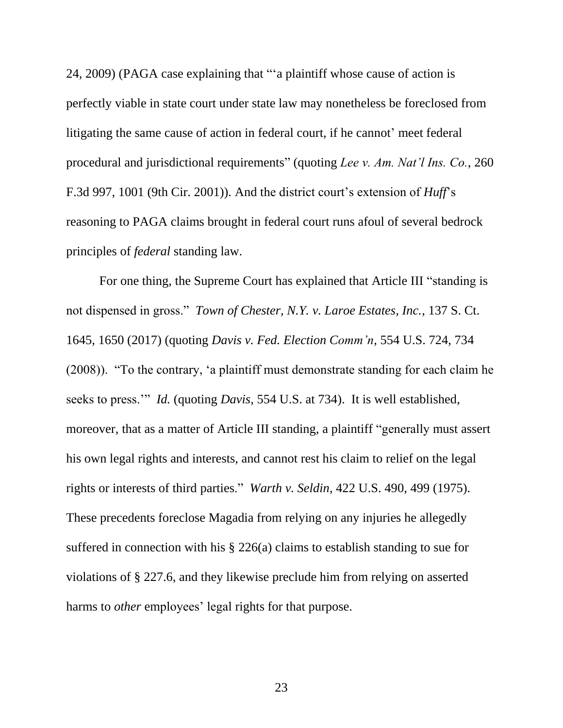24, 2009) (PAGA case explaining that "'a plaintiff whose cause of action is perfectly viable in state court under state law may nonetheless be foreclosed from litigating the same cause of action in federal court, if he cannot' meet federal procedural and jurisdictional requirements" (quoting *Lee v. Am. Nat'l Ins. Co.*, 260 F.3d 997, 1001 (9th Cir. 2001)). And the district court's extension of *Huff*'s reasoning to PAGA claims brought in federal court runs afoul of several bedrock principles of *federal* standing law.

For one thing, the Supreme Court has explained that Article III "standing is not dispensed in gross." *Town of Chester, N.Y. v. Laroe Estates, Inc.*, 137 S. Ct. 1645, 1650 (2017) (quoting *Davis v. Fed. Election Comm'n*, 554 U.S. 724, 734 (2008)). "To the contrary, 'a plaintiff must demonstrate standing for each claim he seeks to press.'" *Id.* (quoting *Davis*, 554 U.S. at 734). It is well established, moreover, that as a matter of Article III standing, a plaintiff "generally must assert his own legal rights and interests, and cannot rest his claim to relief on the legal rights or interests of third parties." *Warth v. Seldin*, 422 U.S. 490, 499 (1975). These precedents foreclose Magadia from relying on any injuries he allegedly suffered in connection with his § 226(a) claims to establish standing to sue for violations of § 227.6, and they likewise preclude him from relying on asserted harms to *other* employees' legal rights for that purpose.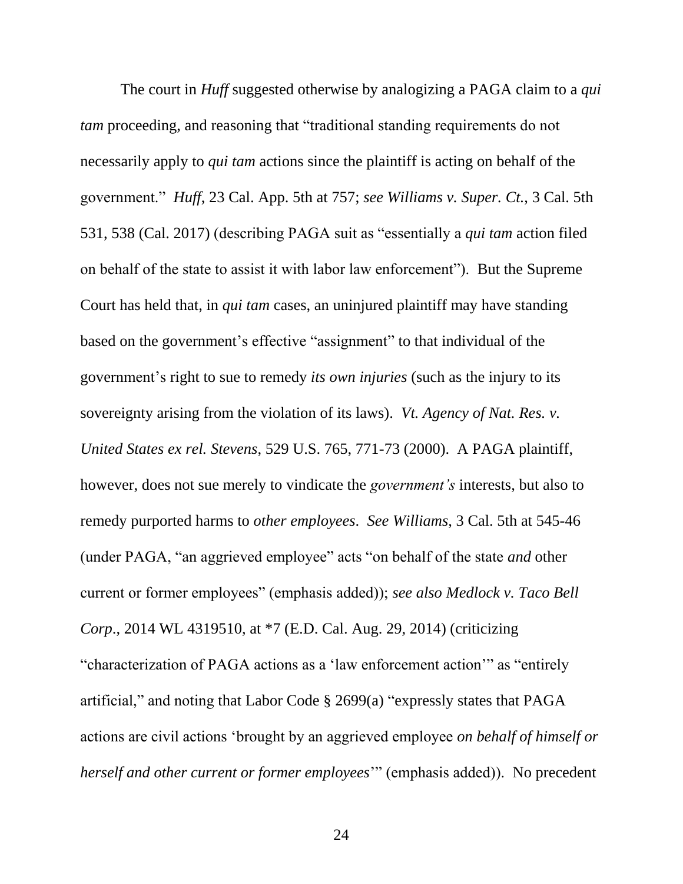The court in *Huff* suggested otherwise by analogizing a PAGA claim to a *qui tam* proceeding, and reasoning that "traditional standing requirements do not necessarily apply to *qui tam* actions since the plaintiff is acting on behalf of the government." *Huff*, 23 Cal. App. 5th at 757; *see Williams v. Super. Ct.*, 3 Cal. 5th 531, 538 (Cal. 2017) (describing PAGA suit as "essentially a *qui tam* action filed on behalf of the state to assist it with labor law enforcement"). But the Supreme Court has held that, in *qui tam* cases, an uninjured plaintiff may have standing based on the government's effective "assignment" to that individual of the government's right to sue to remedy *its own injuries* (such as the injury to its sovereignty arising from the violation of its laws). *Vt. Agency of Nat. Res. v. United States ex rel. Stevens*, 529 U.S. 765, 771-73 (2000). A PAGA plaintiff, however, does not sue merely to vindicate the *government's* interests, but also to remedy purported harms to *other employees*. *See Williams*, 3 Cal. 5th at 545-46 (under PAGA, "an aggrieved employee" acts "on behalf of the state *and* other current or former employees" (emphasis added)); *see also Medlock v. Taco Bell Corp*., 2014 WL 4319510, at *7 (E.D. Cal. Aug. 29, 2014) (criticizing "characterization of PAGA actions as a 'law enforcement action'" as "entirely artificial," and noting that Labor Code § 2699(a) "expressly states that PAGA actions are civil actions 'brought by an aggrieved employee *on behalf of himself or herself and other current or former employees*'" (emphasis added)). No precedent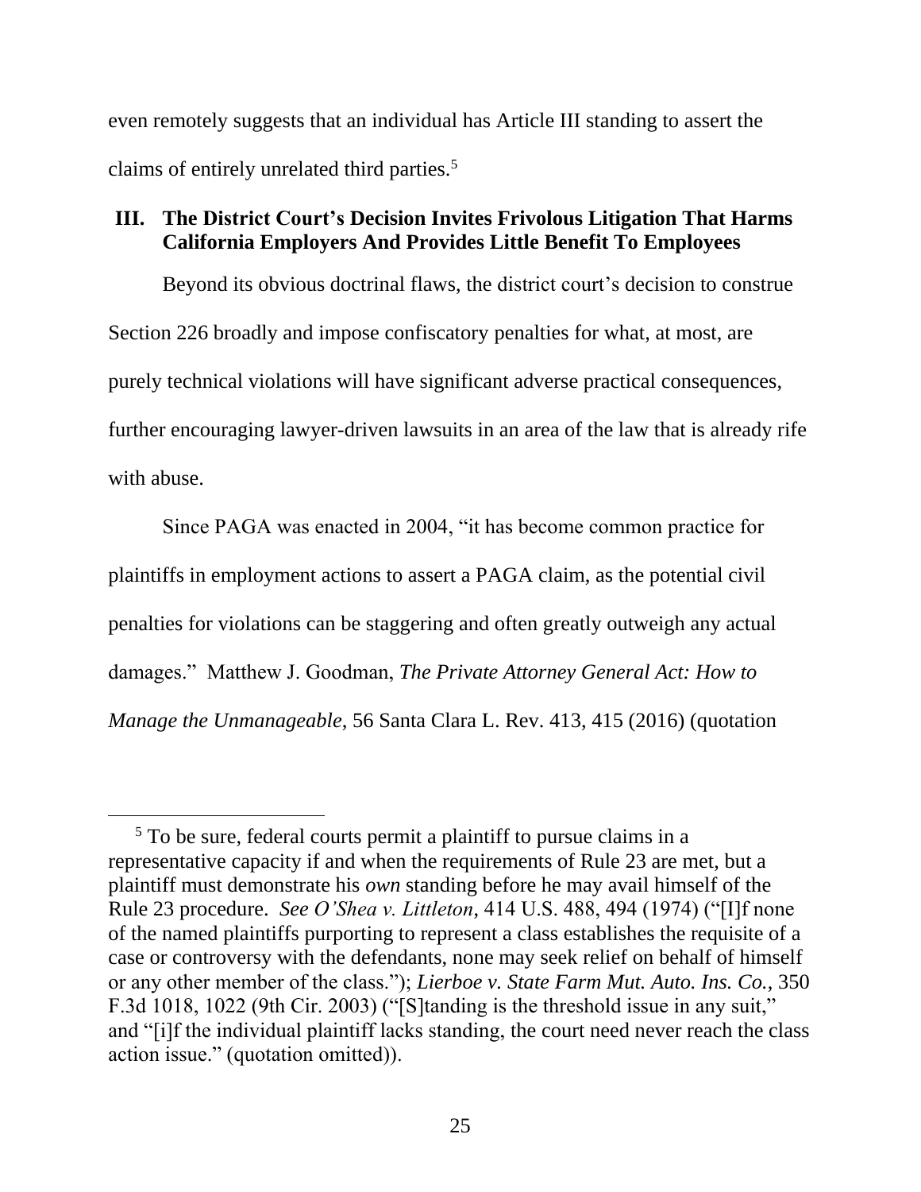even remotely suggests that an individual has Article III standing to assert the claims of entirely unrelated third parties.[5]

## III. The District Court's Decision Invites Frivolous Litigation That Harms California Employers And Provides Little Benefit To Employees

Beyond its obvious doctrinal flaws, the district court's decision to construe Section 226 broadly and impose confiscatory penalties for what, at most, are purely technical violations will have significant adverse practical consequences, further encouraging lawyer-driven lawsuits in an area of the law that is already rife with abuse.

Since PAGA was enacted in 2004, "it has become common practice for plaintiffs in employment actions to assert a PAGA claim, as the potential civil penalties for violations can be staggering and often greatly outweigh any actual damages." Matthew J. Goodman, *The Private Attorney General Act: How to Manage the Unmanageable*, 56 Santa Clara L. Rev. 413, 415 (2016) (quotation

---

[5] To be sure, federal courts permit a plaintiff to pursue claims in a representative capacity if and when the requirements of Rule 23 are met, but a plaintiff must demonstrate his *own* standing before he may avail himself of the Rule 23 procedure. *See O'Shea v. Littleton*, 414 U.S. 488, 494 (1974) ("[I]f none of the named plaintiffs purporting to represent a class establishes the requisite of a case or controversy with the defendants, none may seek relief on behalf of himself or any other member of the class."); *Lierboe v. State Farm Mut. Auto. Ins. Co.*, 350 F.3d 1018, 1022 (9th Cir. 2003) ("[S]tanding is the threshold issue in any suit," and "[i]f the individual plaintiff lacks standing, the court need never reach the class action issue." (quotation omitted)).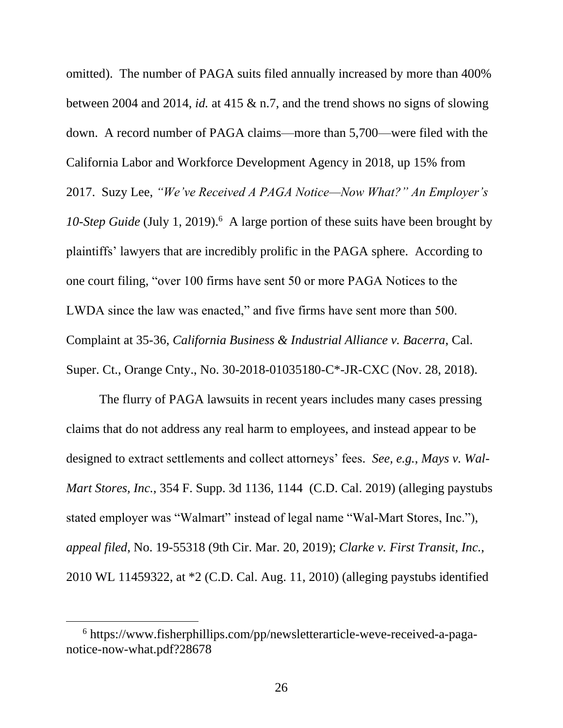omitted). The number of PAGA suits filed annually increased by more than 400% between 2004 and 2014, *id.* at 415 & n.7, and the trend shows no signs of slowing down. A record number of PAGA claims—more than 5,700—were filed with the California Labor and Workforce Development Agency in 2018, up 15% from 2017. Suzy Lee, *"We've Received A PAGA Notice—Now What?" An Employer's 10-Step Guide* (July 1, 2019).[6] A large portion of these suits have been brought by plaintiffs' lawyers that are incredibly prolific in the PAGA sphere. According to one court filing, "over 100 firms have sent 50 or more PAGA Notices to the LWDA since the law was enacted," and five firms have sent more than 500. Complaint at 35-36, *California Business & Industrial Alliance v. Bacerra*, Cal. Super. Ct., Orange Cnty., No. 30-2018-01035180-C*-JR-CXC (Nov. 28, 2018).

The flurry of PAGA lawsuits in recent years includes many cases pressing claims that do not address any real harm to employees, and instead appear to be designed to extract settlements and collect attorneys' fees. *See, e.g.*, *Mays v. Wal-Mart Stores, Inc.*, 354 F. Supp. 3d 1136, 1144 (C.D. Cal. 2019) (alleging paystubs stated employer was "Walmart" instead of legal name "Wal-Mart Stores, Inc."), *appeal filed*, No. 19-55318 (9th Cir. Mar. 20, 2019); *Clarke v. First Transit, Inc.*, 2010 WL 11459322, at *2 (C.D. Cal. Aug. 11, 2010) (alleging paystubs identified

[6] https://www.fisherphillips.com/pp/newsletterarticle-weve-received-a-paga-notice-now-what.pdf?28678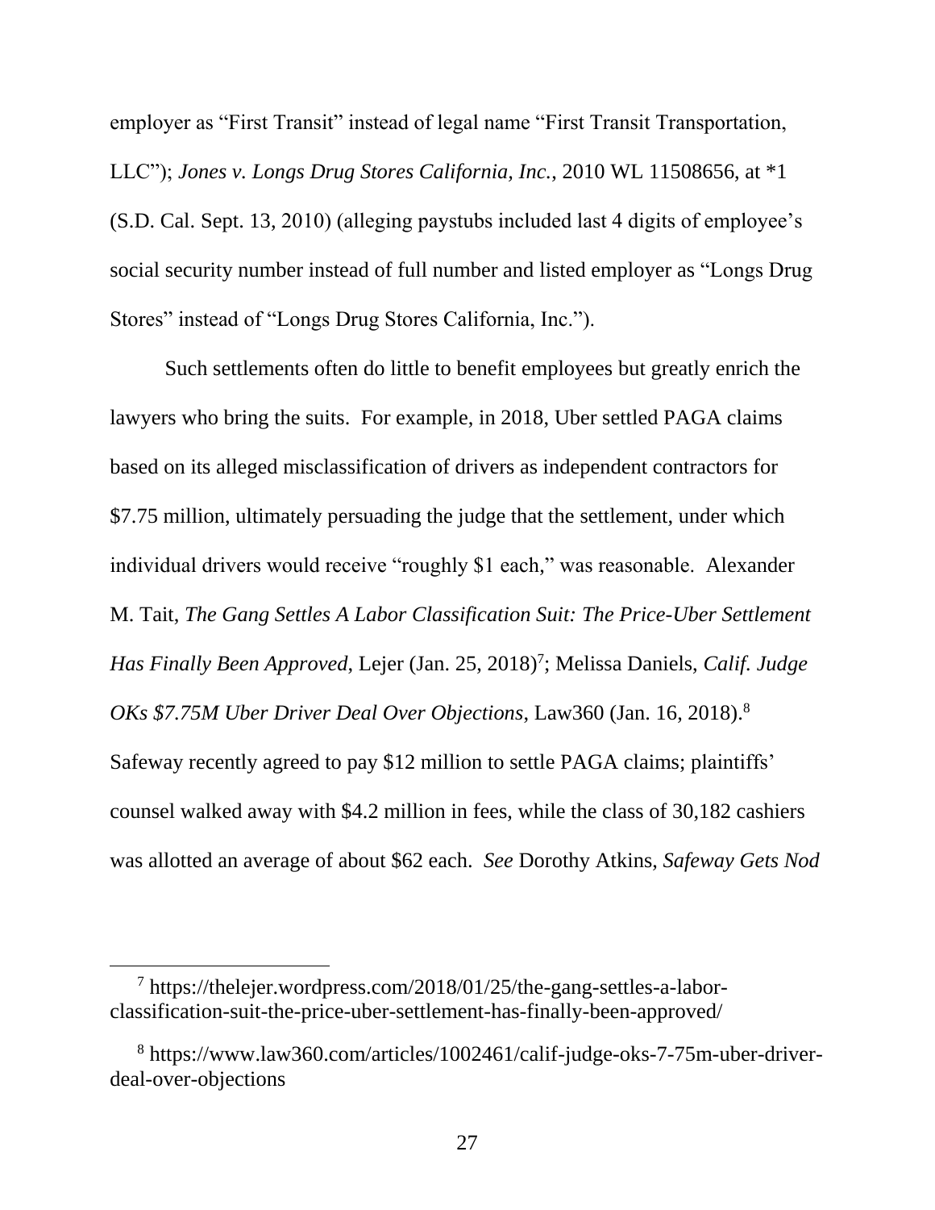employer as "First Transit" instead of legal name "First Transit Transportation, LLC"); *Jones v. Longs Drug Stores California, Inc.*, 2010 WL 11508656, at *1 (S.D. Cal. Sept. 13, 2010) (alleging paystubs included last 4 digits of employee's social security number instead of full number and listed employer as "Longs Drug Stores" instead of "Longs Drug Stores California, Inc.").

Such settlements often do little to benefit employees but greatly enrich the lawyers who bring the suits. For example, in 2018, Uber settled PAGA claims based on its alleged misclassification of drivers as independent contractors for $7.75 million, ultimately persuading the judge that the settlement, under which individual drivers would receive "roughly $1 each," was reasonable. Alexander M. Tait, *The Gang Settles A Labor Classification Suit: The Price-Uber Settlement Has Finally Been Approved*, Lejer (Jan. 25, 2018)[7]; Melissa Daniels, *Calif. Judge OKs $7.75M Uber Driver Deal Over Objections*, Law360 (Jan. 16, 2018).[8] Safeway recently agreed to pay $12 million to settle PAGA claims; plaintiffs' counsel walked away with $4.2 million in fees, while the class of 30,182 cashiers was allotted an average of about $62 each. *See* Dorothy Atkins, *Safeway Gets Nod*

---

[7] https://thelejer.wordpress.com/2018/01/25/the-gang-settles-a-labor-classification-suit-the-price-uber-settlement-has-finally-been-approved/

[8] https://www.law360.com/articles/1002461/calif-judge-oks-7-75m-uber-driver-deal-over-objections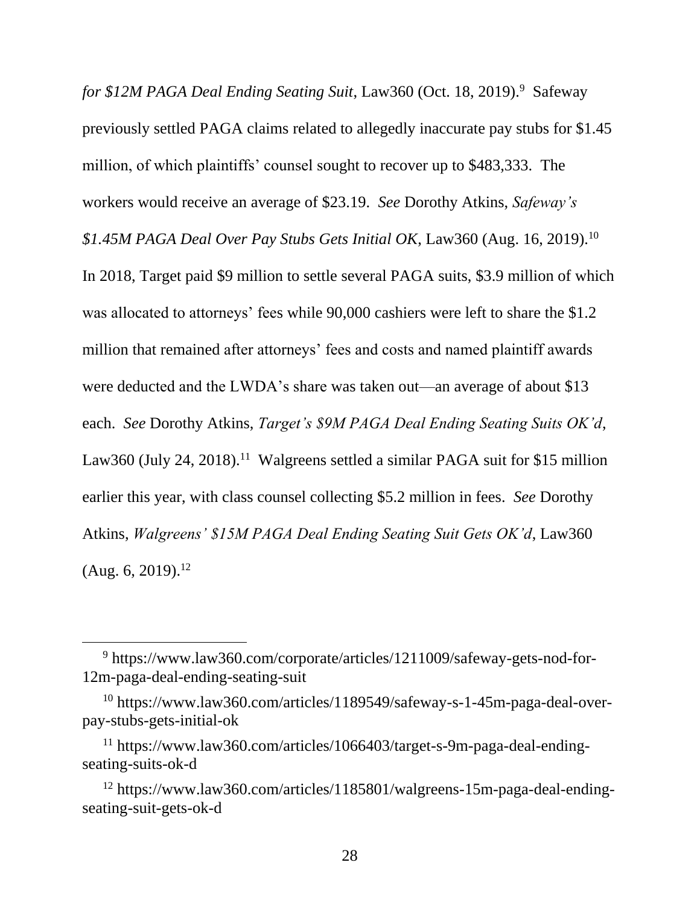*for $12M PAGA Deal Ending Seating Suit*, Law360 (Oct. 18, 2019).[9] Safeway previously settled PAGA claims related to allegedly inaccurate pay stubs for $1.45 million, of which plaintiffs' counsel sought to recover up to $483,333. The workers would receive an average of $23.19. *See* Dorothy Atkins, *Safeway's $1.45M PAGA Deal Over Pay Stubs Gets Initial OK*, Law360 (Aug. 16, 2019).[10] In 2018, Target paid $9 million to settle several PAGA suits, $3.9 million of which was allocated to attorneys' fees while 90,000 cashiers were left to share the $1.2 million that remained after attorneys' fees and costs and named plaintiff awards were deducted and the LWDA's share was taken out—an average of about $13 each. *See* Dorothy Atkins, *Target's $9M PAGA Deal Ending Seating Suits OK'd*, Law360 (July 24, 2018).[11] Walgreens settled a similar PAGA suit for $15 million earlier this year, with class counsel collecting $5.2 million in fees. *See* Dorothy Atkins, *Walgreens' $15M PAGA Deal Ending Seating Suit Gets OK'd*, Law360 (Aug. 6, 2019).[12]

---

[9] https://www.law360.com/corporate/articles/1211009/safeway-gets-nod-for-12m-paga-deal-ending-seating-suit

[10] https://www.law360.com/articles/1189549/safeway-s-1-45m-paga-deal-over-pay-stubs-gets-initial-ok

[11] https://www.law360.com/articles/1066403/target-s-9m-paga-deal-ending-seating-suits-ok-d

[12] https://www.law360.com/articles/1185801/walgreens-15m-paga-deal-ending-seating-suit-gets-ok-d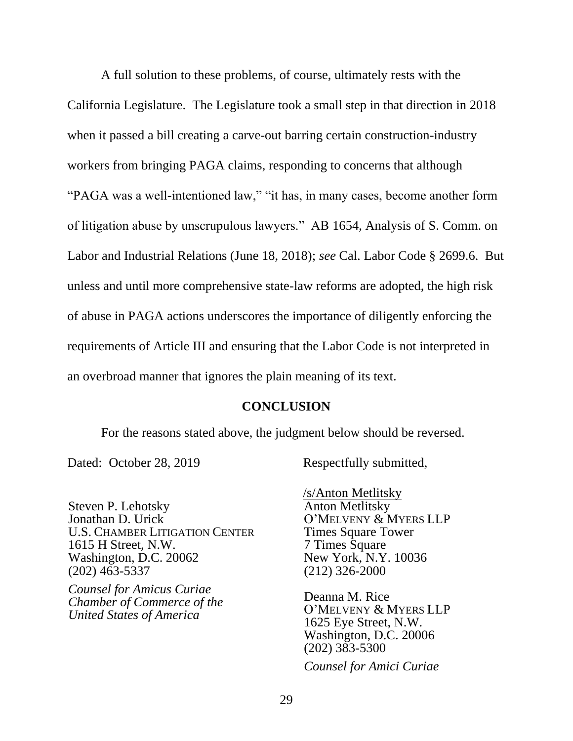A full solution to these problems, of course, ultimately rests with the California Legislature. The Legislature took a small step in that direction in 2018 when it passed a bill creating a carve-out barring certain construction-industry workers from bringing PAGA claims, responding to concerns that although "PAGA was a well-intentioned law," "it has, in many cases, become another form of litigation abuse by unscrupulous lawyers." AB 1654, Analysis of S. Comm. on Labor and Industrial Relations (June 18, 2018); *see* Cal. Labor Code § 2699.6. But unless and until more comprehensive state-law reforms are adopted, the high risk of abuse in PAGA actions underscores the importance of diligently enforcing the requirements of Article III and ensuring that the Labor Code is not interpreted in an overbroad manner that ignores the plain meaning of its text.

## CONCLUSION

For the reasons stated above, the judgment below should be reversed.

Dated: October 28, 2019

Respectfully submitted,

/s/Anton Metlitsky
Anton Metlitsky
O'MELVENY & MYERS LLP
Times Square Tower
7 Times Square
New York, N.Y. 10036
(212) 326-2000

Deanna M. Rice
O'MELVENY & MYERS LLP
1625 Eye Street, N.W.
Washington, D.C. 20006
(202) 383-5300

*Counsel for Amici Curiae*

Steven P. Lehotsky
Jonathan D. Urick
U.S. CHAMBER LITIGATION CENTER
1615 H Street, N.W.
Washington, D.C. 20062
(202) 463-5337

*Counsel for Amicus Curiae Chamber of Commerce of the United States of America*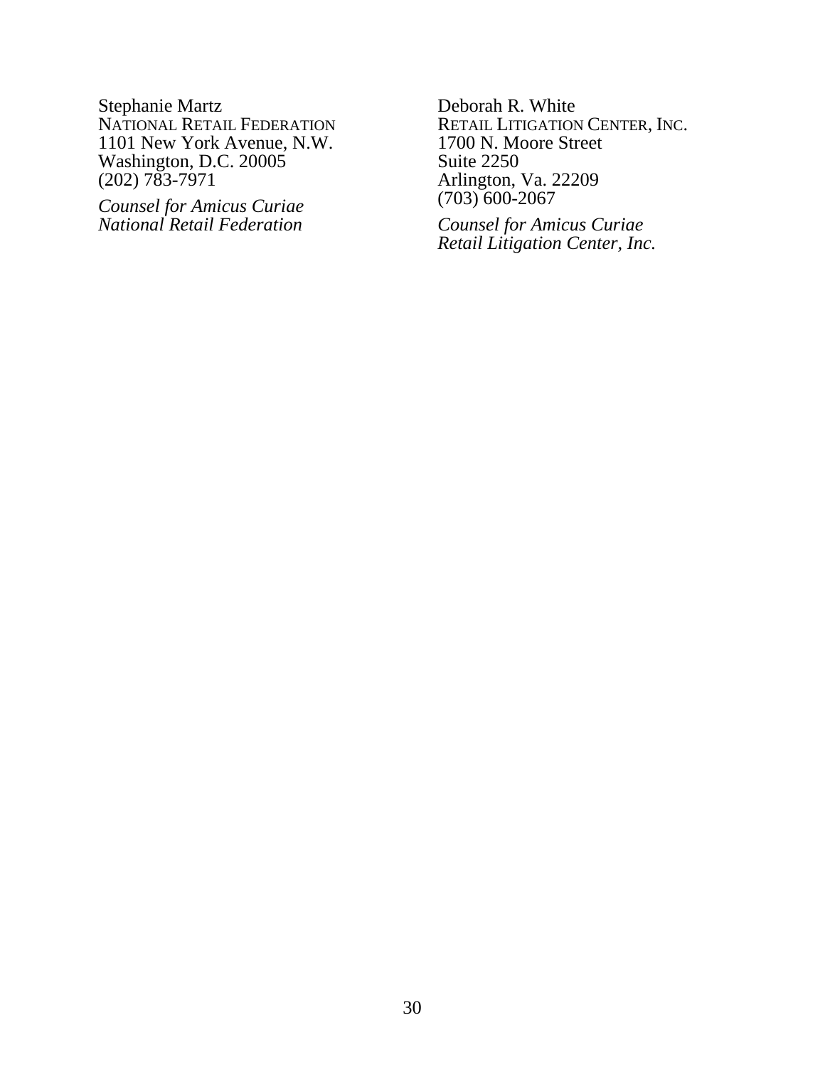Stephanie Martz
NATIONAL RETAIL FEDERATION
1101 New York Avenue, N.W.
Washington, D.C. 20005
(202) 783-7971

*Counsel for Amicus Curiae*
*National Retail Federation*

Deborah R. White
RETAIL LITIGATION CENTER, INC.
1700 N. Moore Street
Suite 2250
Arlington, Va. 22209
(703) 600-2067

*Counsel for Amicus Curiae*
*Retail Litigation Center, Inc.*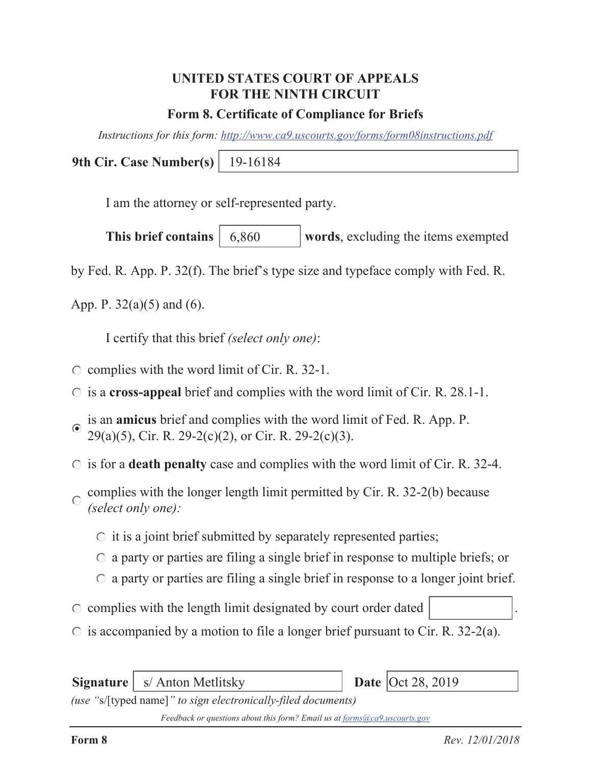## UNITED STATES COURT OF APPEALS
## FOR THE NINTH CIRCUIT

### Form 8. Certificate of Compliance for Briefs

*Instructions for this form: http://www.ca9.uscourts.gov/forms/form08instructions.pdf*

**9th Cir. Case Number(s)** 19-16184

I am the attorney or self-represented party.

**This brief contains** 6,860 **words**, excluding the items exempted by Fed. R. App. P. 32(f). The brief's type size and typeface comply with Fed. R. App. P. 32(a)(5) and (6).

I certify that this brief *(select only one)*:

- ○ complies with the word limit of Cir. R. 32-1.
- ○ is a **cross-appeal** brief and complies with the word limit of Cir. R. 28.1-1.
- ◉ is an **amicus** brief and complies with the word limit of Fed. R. App. P. 29(a)(5), Cir. R. 29-2(c)(2), or Cir. R. 29-2(c)(3).
- ○ is for a **death penalty** case and complies with the word limit of Cir. R. 32-4.
- ○ complies with the longer length limit permitted by Cir. R. 32-2(b) because *(select only one):*
  - ○ it is a joint brief submitted by separately represented parties;
  - ○ a party or parties are filing a single brief in response to multiple briefs; or
  - ○ a party or parties are filing a single brief in response to a longer joint brief.
- ○ complies with the length limit designated by court order dated ______.
- ○ is accompanied by a motion to file a longer brief pursuant to Cir. R. 32-2(a).

**Signature** s/ Anton Metlitsky **Date** Oct 28, 2019

*(use "*s/[typed name]*" to sign electronically-filed documents)*

*Feedback or questions about this form? Email us at forms@ca9.uscourts.gov*

**Form 8** *Rev. 12/01/2018*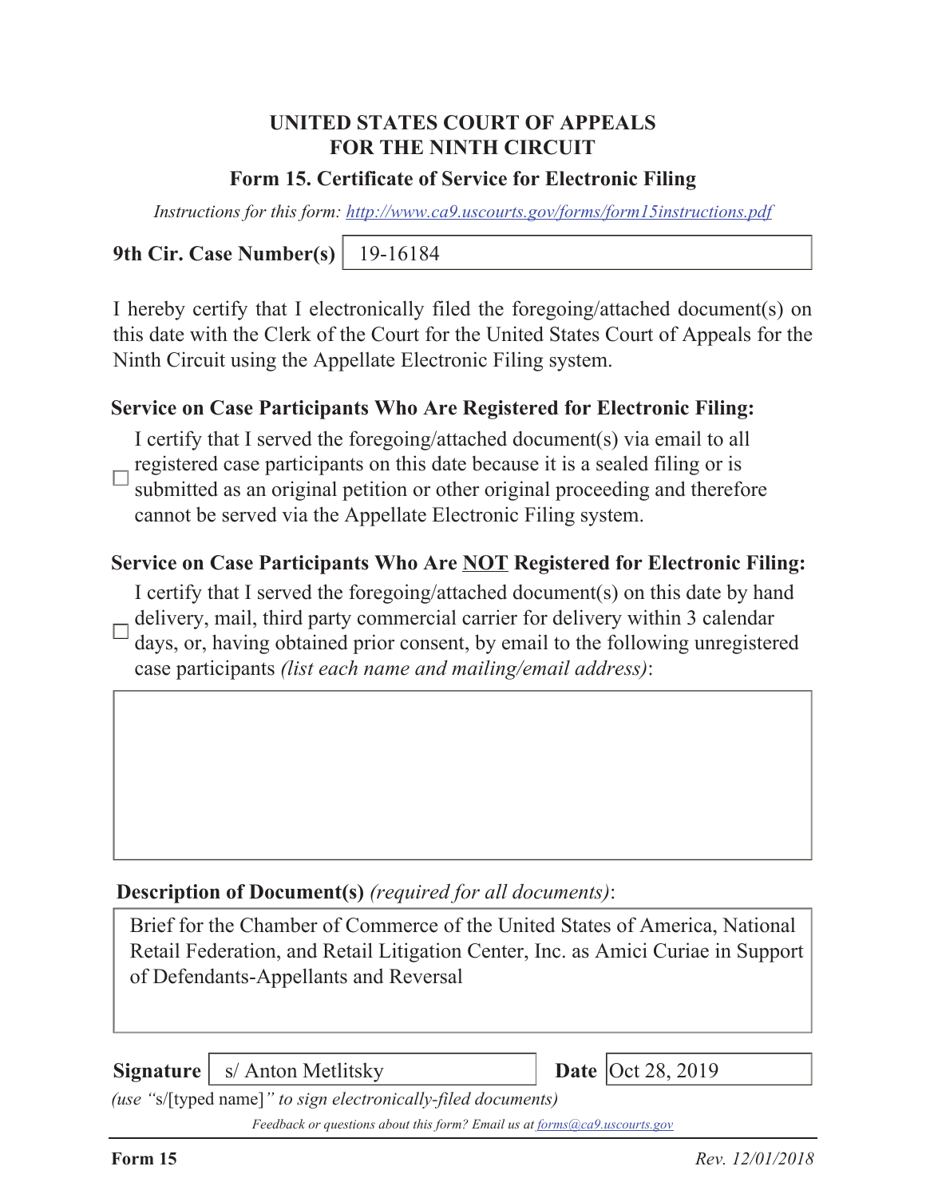# UNITED STATES COURT OF APPEALS FOR THE NINTH CIRCUIT

## Form 15. Certificate of Service for Electronic Filing

*Instructions for this form: http://www.ca9.uscourts.gov/forms/form15instructions.pdf*

**9th Cir. Case Number(s)** 19-16184

I hereby certify that I electronically filed the foregoing/attached document(s) on this date with the Clerk of the Court for the United States Court of Appeals for the Ninth Circuit using the Appellate Electronic Filing system.

**Service on Case Participants Who Are Registered for Electronic Filing:**

☐ I certify that I served the foregoing/attached document(s) via email to all registered case participants on this date because it is a sealed filing or is submitted as an original petition or other original proceeding and therefore cannot be served via the Appellate Electronic Filing system.

**Service on Case Participants Who Are NOT Registered for Electronic Filing:**

☐ I certify that I served the foregoing/attached document(s) on this date by hand delivery, mail, third party commercial carrier for delivery within 3 calendar days, or, having obtained prior consent, by email to the following unregistered case participants *(list each name and mailing/email address)*:

**Description of Document(s)** *(required for all documents)*:

Brief for the Chamber of Commerce of the United States of America, National Retail Federation, and Retail Litigation Center, Inc. as Amici Curiae in Support of Defendants-Appellants and Reversal

**Signature** s/ Anton Metlitsky **Date** Oct 28, 2019

*(use "s/[typed name]" to sign electronically-filed documents)*

*Feedback or questions about this form? Email us at forms@ca9.uscourts.gov*

**Form 15** *Rev. 12/01/2018*